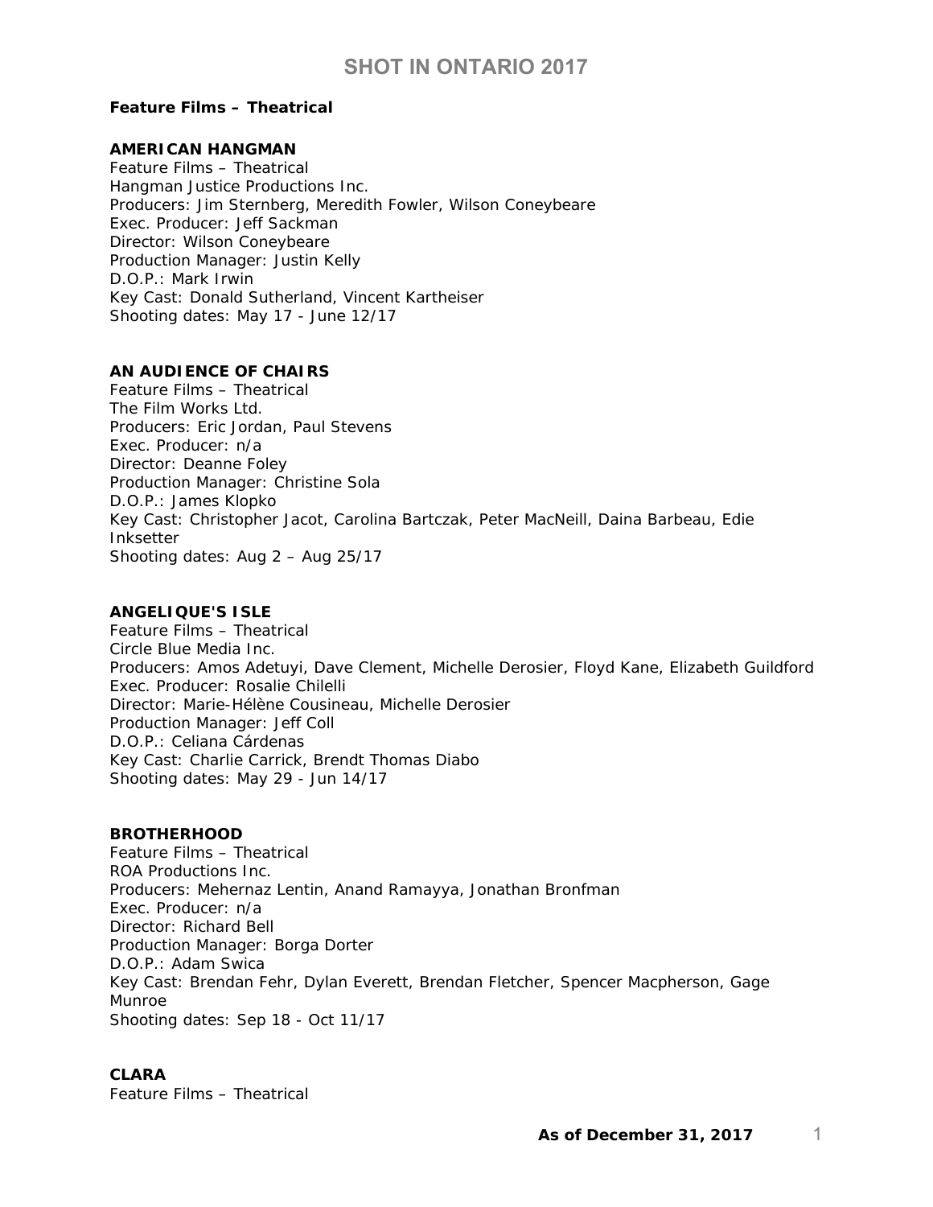# SHOT IN ONTARIO 2017

**Feature Films – Theatrical**

**AMERICAN HANGMAN**
Feature Films – Theatrical
Hangman Justice Productions Inc.
Producers: Jim Sternberg, Meredith Fowler, Wilson Coneybeare
Exec. Producer: Jeff Sackman
Director: Wilson Coneybeare
Production Manager: Justin Kelly
D.O.P.: Mark Irwin
Key Cast: Donald Sutherland, Vincent Kartheiser
Shooting dates: May 17 - June 12/17

**AN AUDIENCE OF CHAIRS**
Feature Films – Theatrical
The Film Works Ltd.
Producers: Eric Jordan, Paul Stevens
Exec. Producer: n/a
Director: Deanne Foley
Production Manager: Christine Sola
D.O.P.: James Klopko
Key Cast: Christopher Jacot, Carolina Bartczak, Peter MacNeill, Daina Barbeau, Edie Inksetter
Shooting dates: Aug 2 – Aug 25/17

**ANGELIQUE'S ISLE**
Feature Films – Theatrical
Circle Blue Media Inc.
Producers: Amos Adetuyi, Dave Clement, Michelle Derosier, Floyd Kane, Elizabeth Guildford
Exec. Producer: Rosalie Chilelli
Director: Marie-Hélène Cousineau, Michelle Derosier
Production Manager: Jeff Coll
D.O.P.: Celiana Cárdenas
Key Cast: Charlie Carrick, Brendt Thomas Diabo
Shooting dates: May 29 - Jun 14/17

**BROTHERHOOD**
Feature Films – Theatrical
ROA Productions Inc.
Producers: Mehernaz Lentin, Anand Ramayya, Jonathan Bronfman
Exec. Producer: n/a
Director: Richard Bell
Production Manager: Borga Dorter
D.O.P.: Adam Swica
Key Cast: Brendan Fehr, Dylan Everett, Brendan Fletcher, Spencer Macpherson, Gage Munroe
Shooting dates: Sep 18 - Oct 11/17

**CLARA**
Feature Films – Theatrical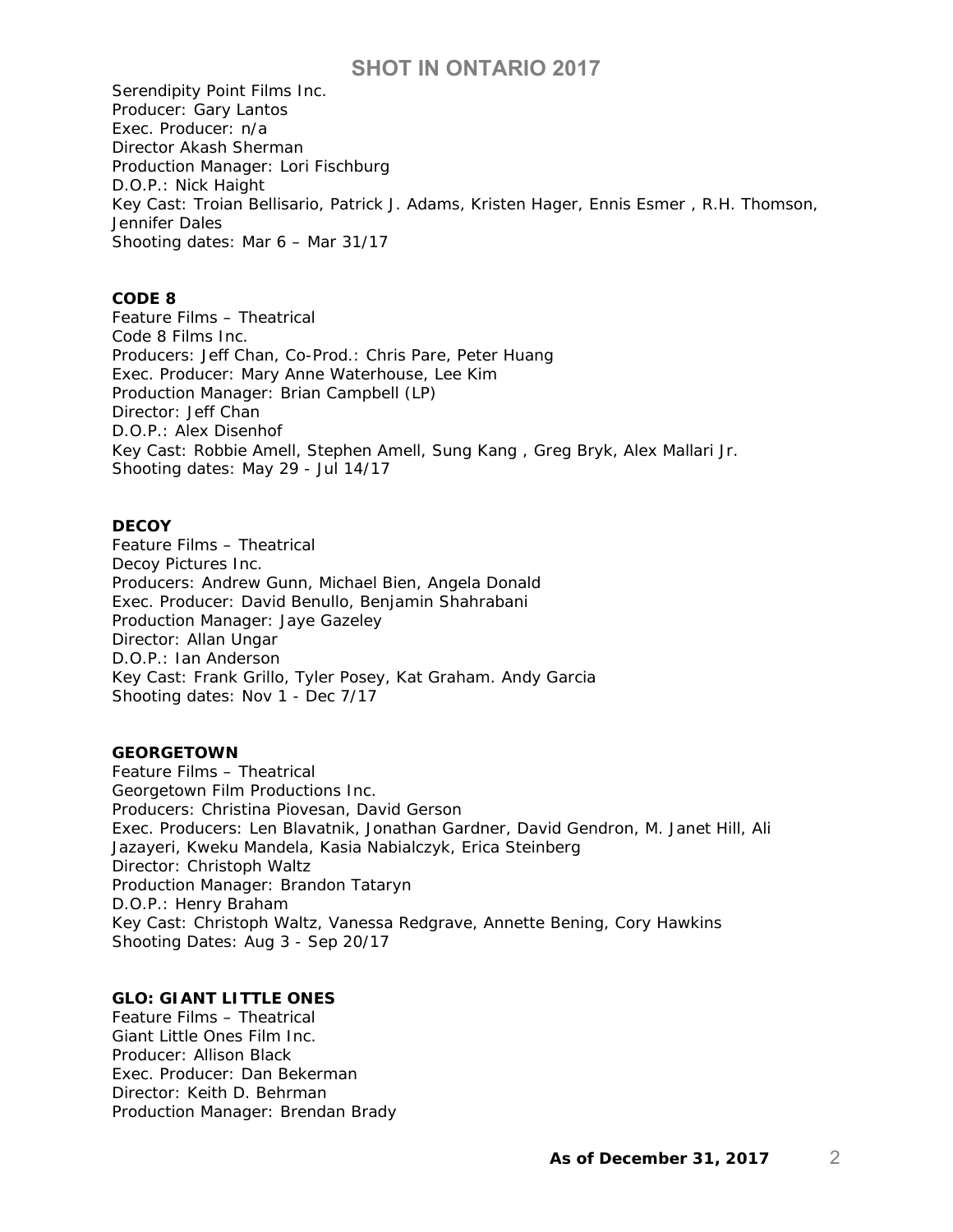Serendipity Point Films Inc.
Producer: Gary Lantos
Exec. Producer: n/a
Director Akash Sherman
Production Manager: Lori Fischburg
D.O.P.: Nick Haight
Key Cast: Troian Bellisario, Patrick J. Adams, Kristen Hager, Ennis Esmer , R.H. Thomson, Jennifer Dales
Shooting dates: Mar 6 – Mar 31/17

**CODE 8**
Feature Films – Theatrical
Code 8 Films Inc.
Producers: Jeff Chan, Co-Prod.: Chris Pare, Peter Huang
Exec. Producer: Mary Anne Waterhouse, Lee Kim
Production Manager: Brian Campbell (LP)
Director: Jeff Chan
D.O.P.: Alex Disenhof
Key Cast: Robbie Amell, Stephen Amell, Sung Kang , Greg Bryk, Alex Mallari Jr.
Shooting dates: May 29 - Jul 14/17

**DECOY**
Feature Films – Theatrical
Decoy Pictures Inc.
Producers: Andrew Gunn, Michael Bien, Angela Donald
Exec. Producer: David Benullo, Benjamin Shahrabani
Production Manager: Jaye Gazeley
Director: Allan Ungar
D.O.P.: Ian Anderson
Key Cast: Frank Grillo, Tyler Posey, Kat Graham. Andy Garcia
Shooting dates: Nov 1 - Dec 7/17

**GEORGETOWN**
Feature Films – Theatrical
Georgetown Film Productions Inc.
Producers: Christina Piovesan, David Gerson
Exec. Producers: Len Blavatnik, Jonathan Gardner, David Gendron, M. Janet Hill, Ali Jazayeri, Kweku Mandela, Kasia Nabialczyk, Erica Steinberg
Director: Christoph Waltz
Production Manager: Brandon Tataryn
D.O.P.: Henry Braham
Key Cast: Christoph Waltz, Vanessa Redgrave, Annette Bening, Cory Hawkins
Shooting Dates: Aug 3 - Sep 20/17

**GLO: GIANT LITTLE ONES**
Feature Films – Theatrical
Giant Little Ones Film Inc.
Producer: Allison Black
Exec. Producer: Dan Bekerman
Director: Keith D. Behrman
Production Manager: Brendan Brady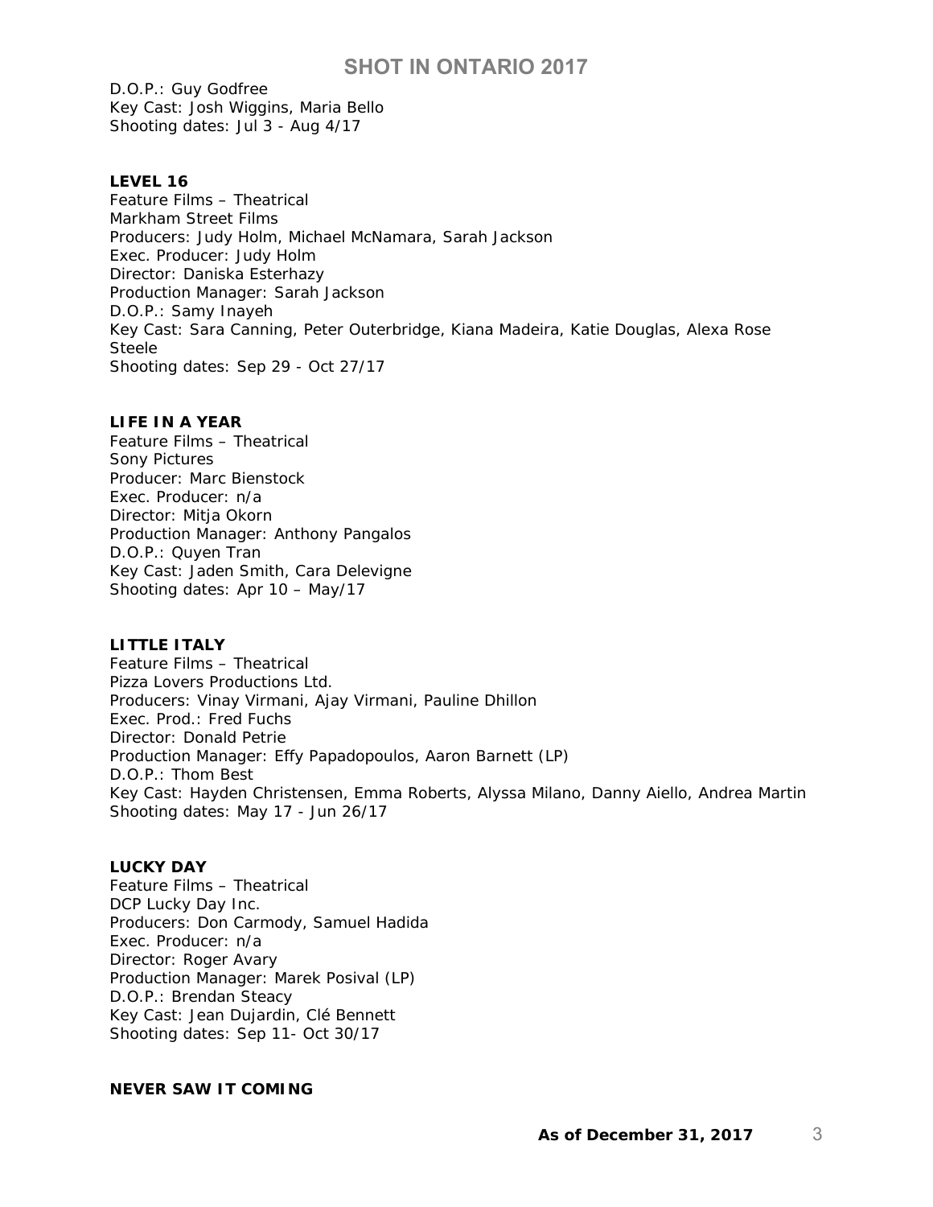D.O.P.: Guy Godfree
Key Cast: Josh Wiggins, Maria Bello
Shooting dates: Jul 3 - Aug 4/17

**LEVEL 16**
Feature Films – Theatrical
Markham Street Films
Producers: Judy Holm, Michael McNamara, Sarah Jackson
Exec. Producer: Judy Holm
Director: Daniska Esterhazy
Production Manager: Sarah Jackson
D.O.P.: Samy Inayeh
Key Cast: Sara Canning, Peter Outerbridge, Kiana Madeira, Katie Douglas, Alexa Rose Steele
Shooting dates: Sep 29 - Oct 27/17

**LIFE IN A YEAR**
Feature Films – Theatrical
Sony Pictures
Producer: Marc Bienstock
Exec. Producer: n/a
Director: Mitja Okorn
Production Manager: Anthony Pangalos
D.O.P.: Quyen Tran
Key Cast: Jaden Smith, Cara Delevigne
Shooting dates: Apr 10 – May/17

**LITTLE ITALY**
Feature Films – Theatrical
Pizza Lovers Productions Ltd.
Producers: Vinay Virmani, Ajay Virmani, Pauline Dhillon
Exec. Prod.: Fred Fuchs
Director: Donald Petrie
Production Manager: Effy Papadopoulos, Aaron Barnett (LP)
D.O.P.: Thom Best
Key Cast: Hayden Christensen, Emma Roberts, Alyssa Milano, Danny Aiello, Andrea Martin
Shooting dates: May 17 - Jun 26/17

**LUCKY DAY**
Feature Films – Theatrical
DCP Lucky Day Inc.
Producers: Don Carmody, Samuel Hadida
Exec. Producer: n/a
Director: Roger Avary
Production Manager: Marek Posival (LP)
D.O.P.: Brendan Steacy
Key Cast: Jean Dujardin, Clé Bennett
Shooting dates: Sep 11- Oct 30/17

**NEVER SAW IT COMING**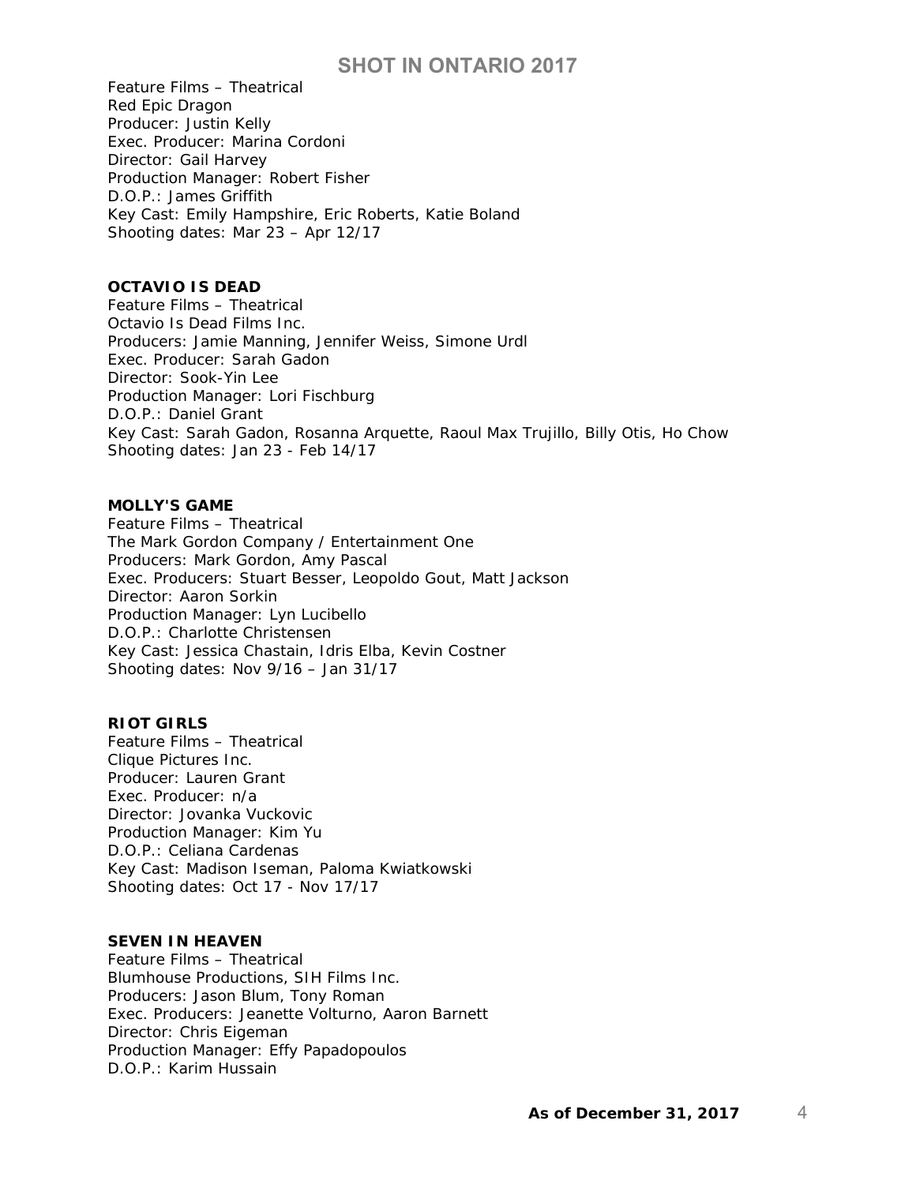Feature Films – Theatrical
Red Epic Dragon
Producer: Justin Kelly
Exec. Producer: Marina Cordoni
Director: Gail Harvey
Production Manager: Robert Fisher
D.O.P.: James Griffith
Key Cast: Emily Hampshire, Eric Roberts, Katie Boland
Shooting dates: Mar 23 – Apr 12/17

**OCTAVIO IS DEAD**
Feature Films – Theatrical
Octavio Is Dead Films Inc.
Producers: Jamie Manning, Jennifer Weiss, Simone Urdl
Exec. Producer: Sarah Gadon
Director: Sook-Yin Lee
Production Manager: Lori Fischburg
D.O.P.: Daniel Grant
Key Cast: Sarah Gadon, Rosanna Arquette, Raoul Max Trujillo, Billy Otis, Ho Chow
Shooting dates: Jan 23 - Feb 14/17

**MOLLY'S GAME**
Feature Films – Theatrical
The Mark Gordon Company / Entertainment One
Producers: Mark Gordon, Amy Pascal
Exec. Producers: Stuart Besser, Leopoldo Gout, Matt Jackson
Director: Aaron Sorkin
Production Manager: Lyn Lucibello
D.O.P.: Charlotte Christensen
Key Cast: Jessica Chastain, Idris Elba, Kevin Costner
Shooting dates: Nov 9/16 – Jan 31/17

**RIOT GIRLS**
Feature Films – Theatrical
Clique Pictures Inc.
Producer: Lauren Grant
Exec. Producer: n/a
Director: Jovanka Vuckovic
Production Manager: Kim Yu
D.O.P.: Celiana Cardenas
Key Cast: Madison Iseman, Paloma Kwiatkowski
Shooting dates: Oct 17 - Nov 17/17

**SEVEN IN HEAVEN**
Feature Films – Theatrical
Blumhouse Productions, SIH Films Inc.
Producers: Jason Blum, Tony Roman
Exec. Producers: Jeanette Volturno, Aaron Barnett
Director: Chris Eigeman
Production Manager: Effy Papadopoulos
D.O.P.: Karim Hussain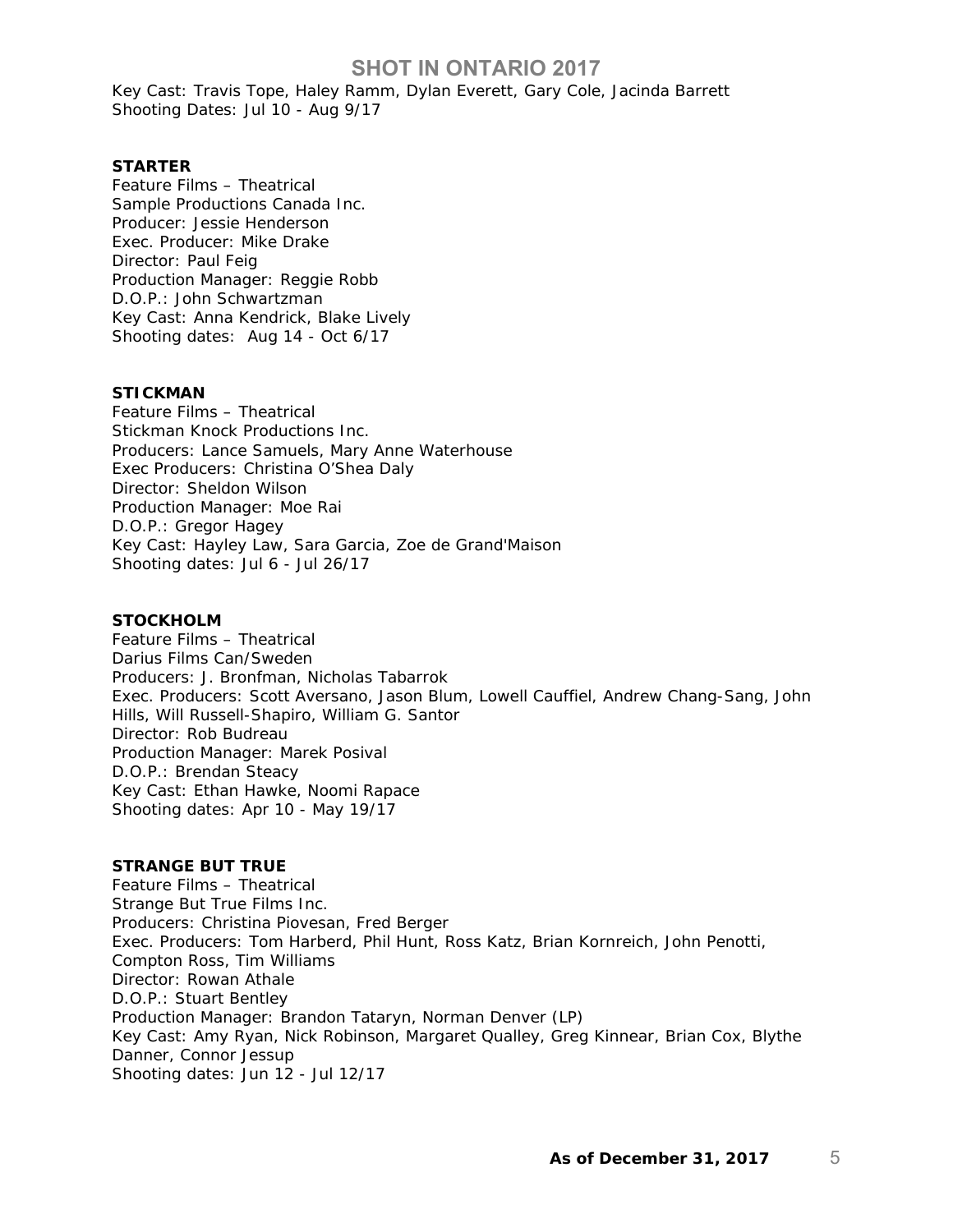Key Cast: Travis Tope, Haley Ramm, Dylan Everett, Gary Cole, Jacinda Barrett
Shooting Dates: Jul 10 - Aug 9/17

**STARTER**
Feature Films – Theatrical
Sample Productions Canada Inc.
Producer: Jessie Henderson
Exec. Producer: Mike Drake
Director: Paul Feig
Production Manager: Reggie Robb
D.O.P.: John Schwartzman
Key Cast: Anna Kendrick, Blake Lively
Shooting dates: Aug 14 - Oct 6/17

**STICKMAN**
Feature Films – Theatrical
Stickman Knock Productions Inc.
Producers: Lance Samuels, Mary Anne Waterhouse
Exec Producers: Christina O'Shea Daly
Director: Sheldon Wilson
Production Manager: Moe Rai
D.O.P.: Gregor Hagey
Key Cast: Hayley Law, Sara Garcia, Zoe de Grand'Maison
Shooting dates: Jul 6 - Jul 26/17

**STOCKHOLM**
Feature Films – Theatrical
Darius Films Can/Sweden
Producers: J. Bronfman, Nicholas Tabarrok
Exec. Producers: Scott Aversano, Jason Blum, Lowell Cauffiel, Andrew Chang-Sang, John Hills, Will Russell-Shapiro, William G. Santor
Director: Rob Budreau
Production Manager: Marek Posival
D.O.P.: Brendan Steacy
Key Cast: Ethan Hawke, Noomi Rapace
Shooting dates: Apr 10 - May 19/17

**STRANGE BUT TRUE**
Feature Films – Theatrical
Strange But True Films Inc.
Producers: Christina Piovesan, Fred Berger
Exec. Producers: Tom Harberd, Phil Hunt, Ross Katz, Brian Kornreich, John Penotti, Compton Ross, Tim Williams
Director: Rowan Athale
D.O.P.: Stuart Bentley
Production Manager: Brandon Tataryn, Norman Denver (LP)
Key Cast: Amy Ryan, Nick Robinson, Margaret Qualley, Greg Kinnear, Brian Cox, Blythe Danner, Connor Jessup
Shooting dates: Jun 12 - Jul 12/17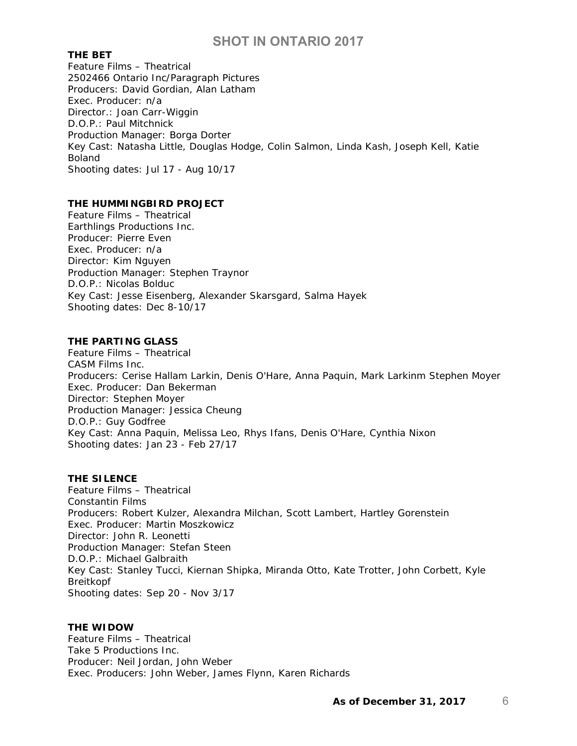### THE BET

Feature Films – Theatrical
2502466 Ontario Inc/Paragraph Pictures
Producers: David Gordian, Alan Latham
Exec. Producer: n/a
Director.: Joan Carr-Wiggin
D.O.P.: Paul Mitchnick
Production Manager: Borga Dorter
Key Cast: Natasha Little, Douglas Hodge, Colin Salmon, Linda Kash, Joseph Kell, Katie Boland
Shooting dates: Jul 17 - Aug 10/17

### THE HUMMINGBIRD PROJECT

Feature Films – Theatrical
Earthlings Productions Inc.
Producer: Pierre Even
Exec. Producer: n/a
Director: Kim Nguyen
Production Manager: Stephen Traynor
D.O.P.: Nicolas Bolduc
Key Cast: Jesse Eisenberg, Alexander Skarsgard, Salma Hayek
Shooting dates: Dec 8-10/17

### THE PARTING GLASS

Feature Films – Theatrical
CASM Films Inc.
Producers: Cerise Hallam Larkin, Denis O'Hare, Anna Paquin, Mark Larkinm Stephen Moyer
Exec. Producer: Dan Bekerman
Director: Stephen Moyer
Production Manager: Jessica Cheung
D.O.P.: Guy Godfree
Key Cast: Anna Paquin, Melissa Leo, Rhys Ifans, Denis O'Hare, Cynthia Nixon
Shooting dates: Jan 23 - Feb 27/17

### THE SILENCE

Feature Films – Theatrical
Constantin Films
Producers: Robert Kulzer, Alexandra Milchan, Scott Lambert, Hartley Gorenstein
Exec. Producer: Martin Moszkowicz
Director: John R. Leonetti
Production Manager: Stefan Steen
D.O.P.: Michael Galbraith
Key Cast: Stanley Tucci, Kiernan Shipka, Miranda Otto, Kate Trotter, John Corbett, Kyle Breitkopf
Shooting dates: Sep 20 - Nov 3/17

### THE WIDOW

Feature Films – Theatrical
Take 5 Productions Inc.
Producer: Neil Jordan, John Weber
Exec. Producers: John Weber, James Flynn, Karen Richards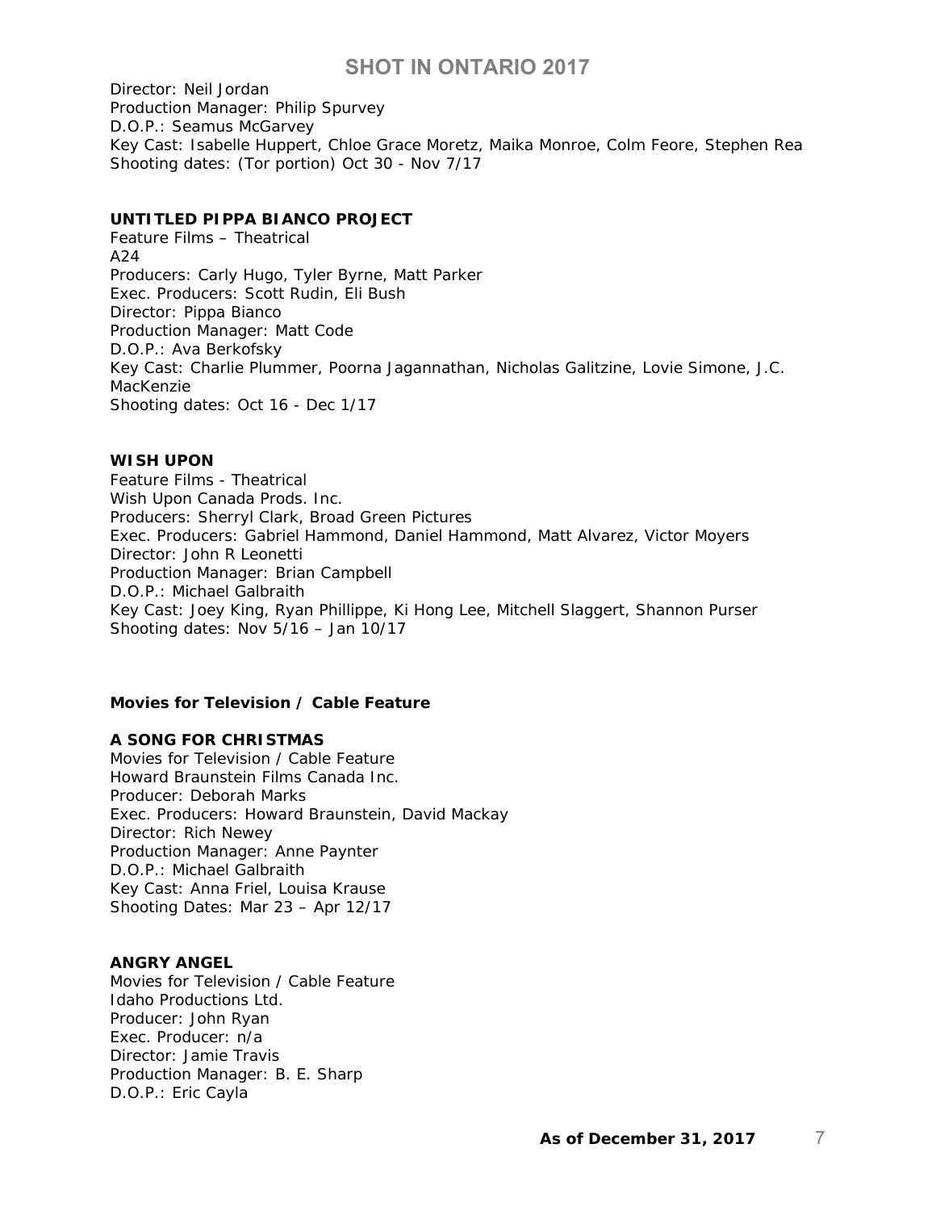Director: Neil Jordan
Production Manager: Philip Spurvey
D.O.P.: Seamus McGarvey
Key Cast: Isabelle Huppert, Chloe Grace Moretz, Maika Monroe, Colm Feore, Stephen Rea
Shooting dates: (Tor portion) Oct 30 - Nov 7/17

**UNTITLED PIPPA BIANCO PROJECT**
Feature Films – Theatrical
A24
Producers: Carly Hugo, Tyler Byrne, Matt Parker
Exec. Producers: Scott Rudin, Eli Bush
Director: Pippa Bianco
Production Manager: Matt Code
D.O.P.: Ava Berkofsky
Key Cast: Charlie Plummer, Poorna Jagannathan, Nicholas Galitzine, Lovie Simone, J.C. MacKenzie
Shooting dates: Oct 16 - Dec 1/17

**WISH UPON**
Feature Films - Theatrical
Wish Upon Canada Prods. Inc.
Producers: Sherryl Clark, Broad Green Pictures
Exec. Producers: Gabriel Hammond, Daniel Hammond, Matt Alvarez, Victor Moyers
Director: John R Leonetti
Production Manager: Brian Campbell
D.O.P.: Michael Galbraith
Key Cast: Joey King, Ryan Phillippe, Ki Hong Lee, Mitchell Slaggert, Shannon Purser
Shooting dates: Nov 5/16 – Jan 10/17

## Movies for Television / Cable Feature

**A SONG FOR CHRISTMAS**
Movies for Television / Cable Feature
Howard Braunstein Films Canada Inc.
Producer: Deborah Marks
Exec. Producers: Howard Braunstein, David Mackay
Director: Rich Newey
Production Manager: Anne Paynter
D.O.P.: Michael Galbraith
Key Cast: Anna Friel, Louisa Krause
Shooting Dates: Mar 23 – Apr 12/17

**ANGRY ANGEL**
Movies for Television / Cable Feature
Idaho Productions Ltd.
Producer: John Ryan
Exec. Producer: n/a
Director: Jamie Travis
Production Manager: B. E. Sharp
D.O.P.: Eric Cayla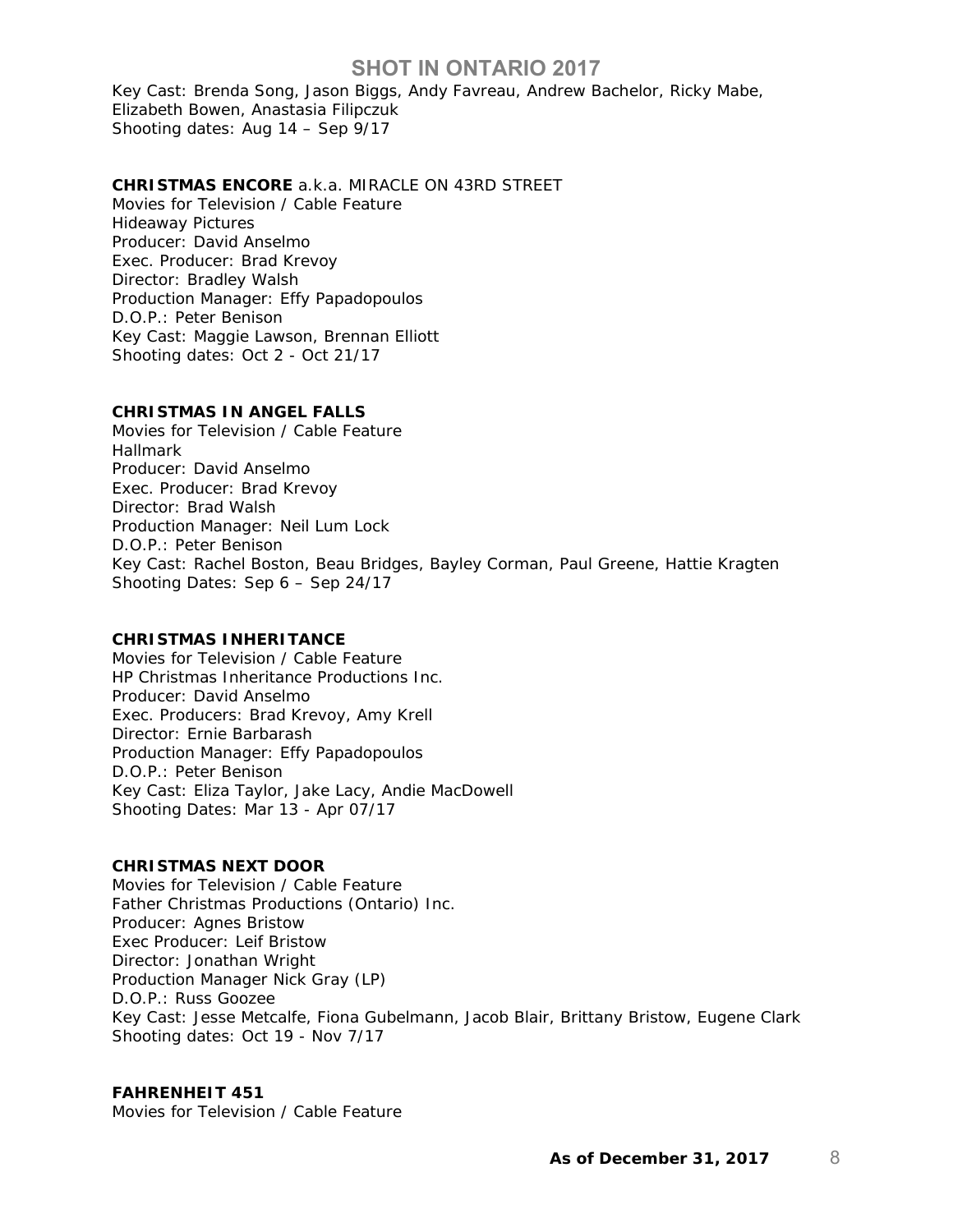Key Cast: Brenda Song, Jason Biggs, Andy Favreau, Andrew Bachelor, Ricky Mabe, Elizabeth Bowen, Anastasia Filipczuk
Shooting dates: Aug 14 – Sep 9/17

**CHRISTMAS ENCORE** a.k.a. MIRACLE ON 43RD STREET
Movies for Television / Cable Feature
Hideaway Pictures
Producer: David Anselmo
Exec. Producer: Brad Krevoy
Director: Bradley Walsh
Production Manager: Effy Papadopoulos
D.O.P.: Peter Benison
Key Cast: Maggie Lawson, Brennan Elliott
Shooting dates: Oct 2 - Oct 21/17

**CHRISTMAS IN ANGEL FALLS**
Movies for Television / Cable Feature
Hallmark
Producer: David Anselmo
Exec. Producer: Brad Krevoy
Director: Brad Walsh
Production Manager: Neil Lum Lock
D.O.P.: Peter Benison
Key Cast: Rachel Boston, Beau Bridges, Bayley Corman, Paul Greene, Hattie Kragten
Shooting Dates: Sep 6 – Sep 24/17

**CHRISTMAS INHERITANCE**
Movies for Television / Cable Feature
HP Christmas Inheritance Productions Inc.
Producer: David Anselmo
Exec. Producers: Brad Krevoy, Amy Krell
Director: Ernie Barbarash
Production Manager: Effy Papadopoulos
D.O.P.: Peter Benison
Key Cast: Eliza Taylor, Jake Lacy, Andie MacDowell
Shooting Dates: Mar 13 - Apr 07/17

**CHRISTMAS NEXT DOOR**
Movies for Television / Cable Feature
Father Christmas Productions (Ontario) Inc.
Producer: Agnes Bristow
Exec Producer: Leif Bristow
Director: Jonathan Wright
Production Manager Nick Gray (LP)
D.O.P.: Russ Goozee
Key Cast: Jesse Metcalfe, Fiona Gubelmann, Jacob Blair, Brittany Bristow, Eugene Clark
Shooting dates: Oct 19 - Nov 7/17

**FAHRENHEIT 451**
Movies for Television / Cable Feature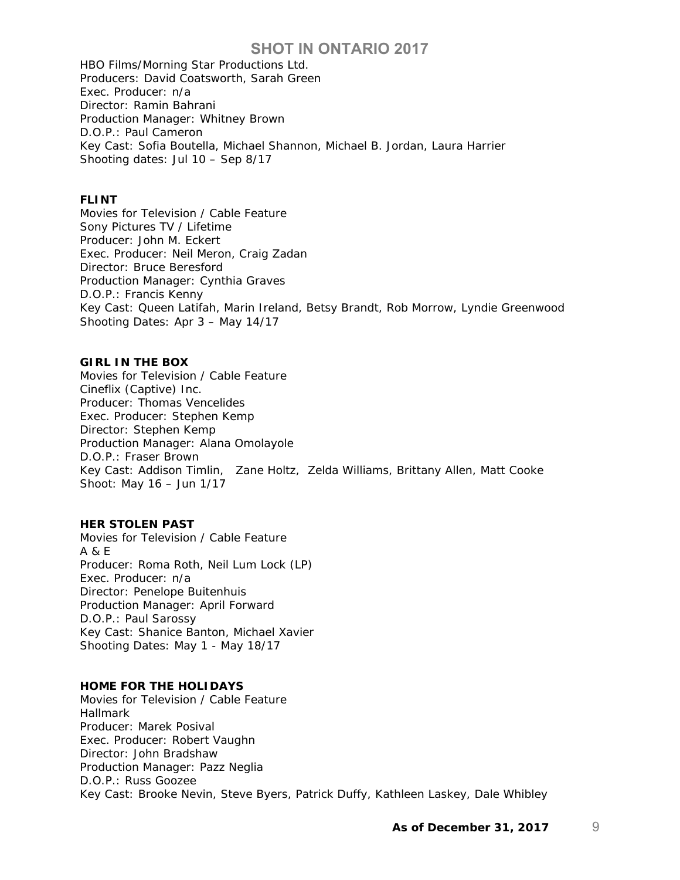HBO Films/Morning Star Productions Ltd.
Producers: David Coatsworth, Sarah Green
Exec. Producer: n/a
Director: Ramin Bahrani
Production Manager: Whitney Brown
D.O.P.: Paul Cameron
Key Cast: Sofia Boutella, Michael Shannon, Michael B. Jordan, Laura Harrier
Shooting dates: Jul 10 – Sep 8/17

**FLINT**
Movies for Television / Cable Feature
Sony Pictures TV / Lifetime
Producer: John M. Eckert
Exec. Producer: Neil Meron, Craig Zadan
Director: Bruce Beresford
Production Manager: Cynthia Graves
D.O.P.: Francis Kenny
Key Cast: Queen Latifah, Marin Ireland, Betsy Brandt, Rob Morrow, Lyndie Greenwood
Shooting Dates: Apr 3 – May 14/17

**GIRL IN THE BOX**
Movies for Television / Cable Feature
Cineflix (Captive) Inc.
Producer: Thomas Vencelides
Exec. Producer: Stephen Kemp
Director: Stephen Kemp
Production Manager: Alana Omolayole
D.O.P.: Fraser Brown
Key Cast: Addison Timlin, Zane Holtz, Zelda Williams, Brittany Allen, Matt Cooke
Shoot: May 16 – Jun 1/17

**HER STOLEN PAST**
Movies for Television / Cable Feature
A & E
Producer: Roma Roth, Neil Lum Lock (LP)
Exec. Producer: n/a
Director: Penelope Buitenhuis
Production Manager: April Forward
D.O.P.: Paul Sarossy
Key Cast: Shanice Banton, Michael Xavier
Shooting Dates: May 1 - May 18/17

**HOME FOR THE HOLIDAYS**
Movies for Television / Cable Feature
Hallmark
Producer: Marek Posival
Exec. Producer: Robert Vaughn
Director: John Bradshaw
Production Manager: Pazz Neglia
D.O.P.: Russ Goozee
Key Cast: Brooke Nevin, Steve Byers, Patrick Duffy, Kathleen Laskey, Dale Whibley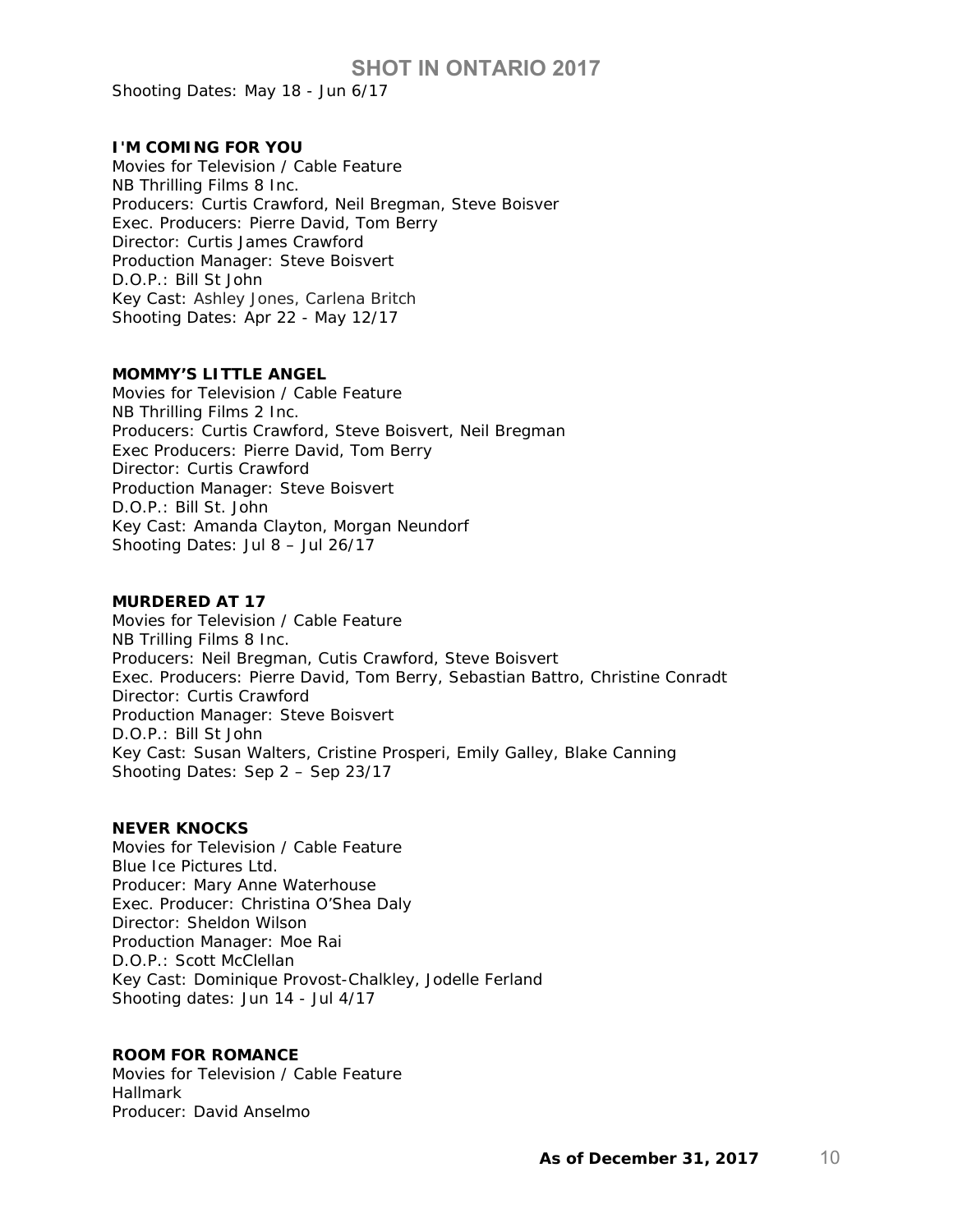Shooting Dates: May 18 - Jun 6/17

**I'M COMING FOR YOU**
Movies for Television / Cable Feature
NB Thrilling Films 8 Inc.
Producers: Curtis Crawford, Neil Bregman, Steve Boisver
Exec. Producers: Pierre David, Tom Berry
Director: Curtis James Crawford
Production Manager: Steve Boisvert
D.O.P.: Bill St John
Key Cast: Ashley Jones, Carlena Britch
Shooting Dates: Apr 22 - May 12/17

**MOMMY'S LITTLE ANGEL**
Movies for Television / Cable Feature
NB Thrilling Films 2 Inc.
Producers: Curtis Crawford, Steve Boisvert, Neil Bregman
Exec Producers: Pierre David, Tom Berry
Director: Curtis Crawford
Production Manager: Steve Boisvert
D.O.P.: Bill St. John
Key Cast: Amanda Clayton, Morgan Neundorf
Shooting Dates: Jul 8 – Jul 26/17

**MURDERED AT 17**
Movies for Television / Cable Feature
NB Trilling Films 8 Inc.
Producers: Neil Bregman, Cutis Crawford, Steve Boisvert
Exec. Producers: Pierre David, Tom Berry, Sebastian Battro, Christine Conradt
Director: Curtis Crawford
Production Manager: Steve Boisvert
D.O.P.: Bill St John
Key Cast: Susan Walters, Cristine Prosperi, Emily Galley, Blake Canning
Shooting Dates: Sep 2 – Sep 23/17

**NEVER KNOCKS**
Movies for Television / Cable Feature
Blue Ice Pictures Ltd.
Producer: Mary Anne Waterhouse
Exec. Producer: Christina O'Shea Daly
Director: Sheldon Wilson
Production Manager: Moe Rai
D.O.P.: Scott McClellan
Key Cast: Dominique Provost-Chalkley, Jodelle Ferland
Shooting dates: Jun 14 - Jul 4/17

**ROOM FOR ROMANCE**
Movies for Television / Cable Feature
Hallmark
Producer: David Anselmo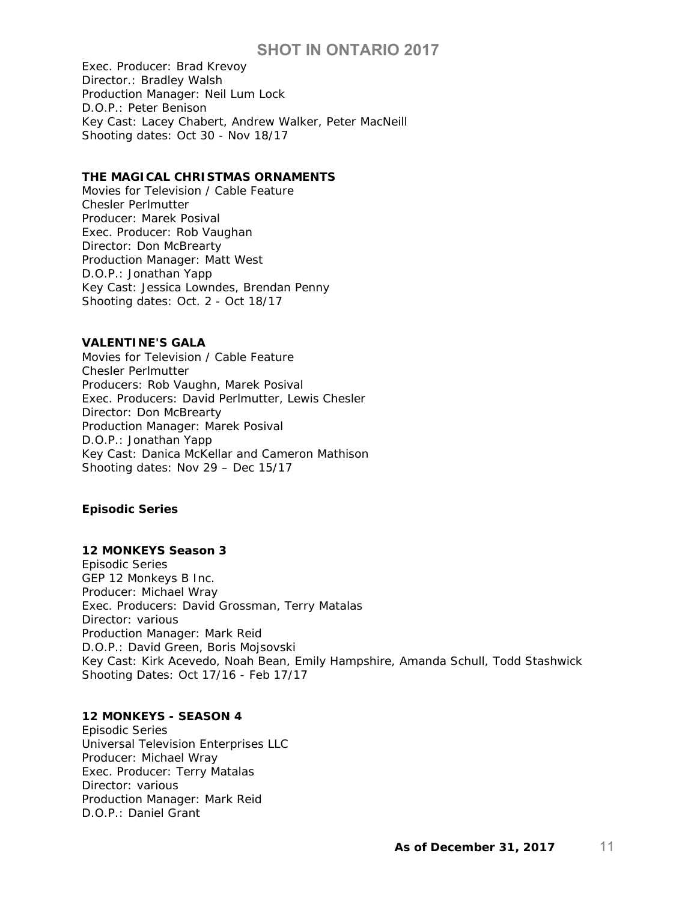Exec. Producer: Brad Krevoy
Director.: Bradley Walsh
Production Manager: Neil Lum Lock
D.O.P.: Peter Benison
Key Cast: Lacey Chabert, Andrew Walker, Peter MacNeill
Shooting dates: Oct 30 - Nov 18/17

**THE MAGICAL CHRISTMAS ORNAMENTS**
Movies for Television / Cable Feature
Chesler Perlmutter
Producer: Marek Posival
Exec. Producer: Rob Vaughan
Director: Don McBrearty
Production Manager: Matt West
D.O.P.: Jonathan Yapp
Key Cast: Jessica Lowndes, Brendan Penny
Shooting dates: Oct. 2 - Oct 18/17

**VALENTINE'S GALA**
Movies for Television / Cable Feature
Chesler Perlmutter
Producers: Rob Vaughn, Marek Posival
Exec. Producers: David Perlmutter, Lewis Chesler
Director: Don McBrearty
Production Manager: Marek Posival
D.O.P.: Jonathan Yapp
Key Cast: Danica McKellar and Cameron Mathison
Shooting dates: Nov 29 – Dec 15/17

**Episodic Series**

**12 MONKEYS Season 3**
Episodic Series
GEP 12 Monkeys B Inc.
Producer: Michael Wray
Exec. Producers: David Grossman, Terry Matalas
Director: various
Production Manager: Mark Reid
D.O.P.: David Green, Boris Mojsovski
Key Cast: Kirk Acevedo, Noah Bean, Emily Hampshire, Amanda Schull, Todd Stashwick
Shooting Dates: Oct 17/16 - Feb 17/17

**12 MONKEYS - SEASON 4**
Episodic Series
Universal Television Enterprises LLC
Producer: Michael Wray
Exec. Producer: Terry Matalas
Director: various
Production Manager: Mark Reid
D.O.P.: Daniel Grant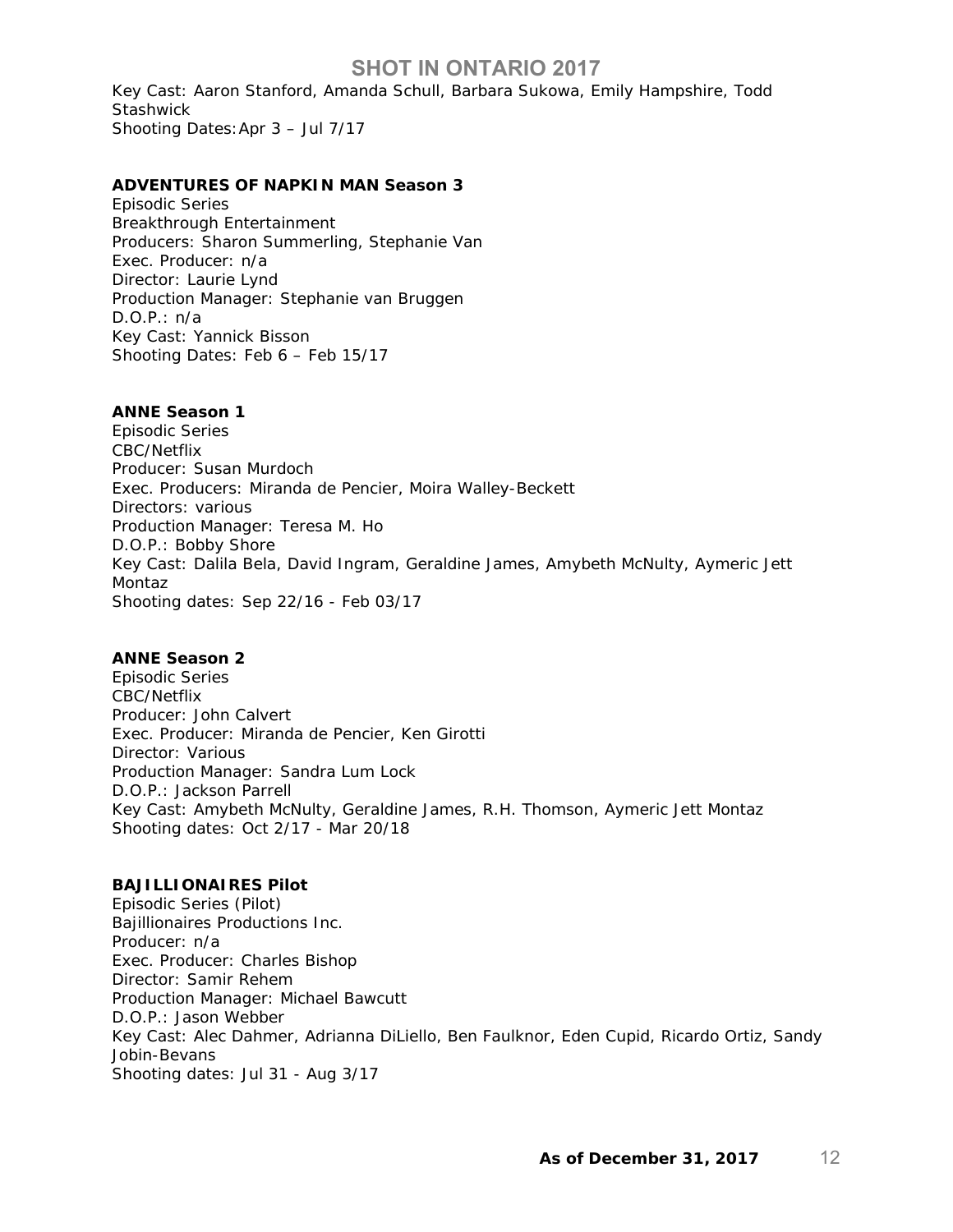Key Cast: Aaron Stanford, Amanda Schull, Barbara Sukowa, Emily Hampshire, Todd Stashwick
Shooting Dates: Apr 3 – Jul 7/17

**ADVENTURES OF NAPKIN MAN Season 3**
Episodic Series
Breakthrough Entertainment
Producers: Sharon Summerling, Stephanie Van
Exec. Producer: n/a
Director: Laurie Lynd
Production Manager: Stephanie van Bruggen
D.O.P.: n/a
Key Cast: Yannick Bisson
Shooting Dates: Feb 6 – Feb 15/17

**ANNE Season 1**
Episodic Series
CBC/Netflix
Producer: Susan Murdoch
Exec. Producers: Miranda de Pencier, Moira Walley-Beckett
Directors: various
Production Manager: Teresa M. Ho
D.O.P.: Bobby Shore
Key Cast: Dalila Bela, David Ingram, Geraldine James, Amybeth McNulty, Aymeric Jett Montaz
Shooting dates: Sep 22/16 - Feb 03/17

**ANNE Season 2**
Episodic Series
CBC/Netflix
Producer: John Calvert
Exec. Producer: Miranda de Pencier, Ken Girotti
Director: Various
Production Manager: Sandra Lum Lock
D.O.P.: Jackson Parrell
Key Cast: Amybeth McNulty, Geraldine James, R.H. Thomson, Aymeric Jett Montaz
Shooting dates: Oct 2/17 - Mar 20/18

**BAJILLIONAIRES Pilot**
Episodic Series (Pilot)
Bajillionaires Productions Inc.
Producer: n/a
Exec. Producer: Charles Bishop
Director: Samir Rehem
Production Manager: Michael Bawcutt
D.O.P.: Jason Webber
Key Cast: Alec Dahmer, Adrianna DiLiello, Ben Faulknor, Eden Cupid, Ricardo Ortiz, Sandy Jobin-Bevans
Shooting dates: Jul 31 - Aug 3/17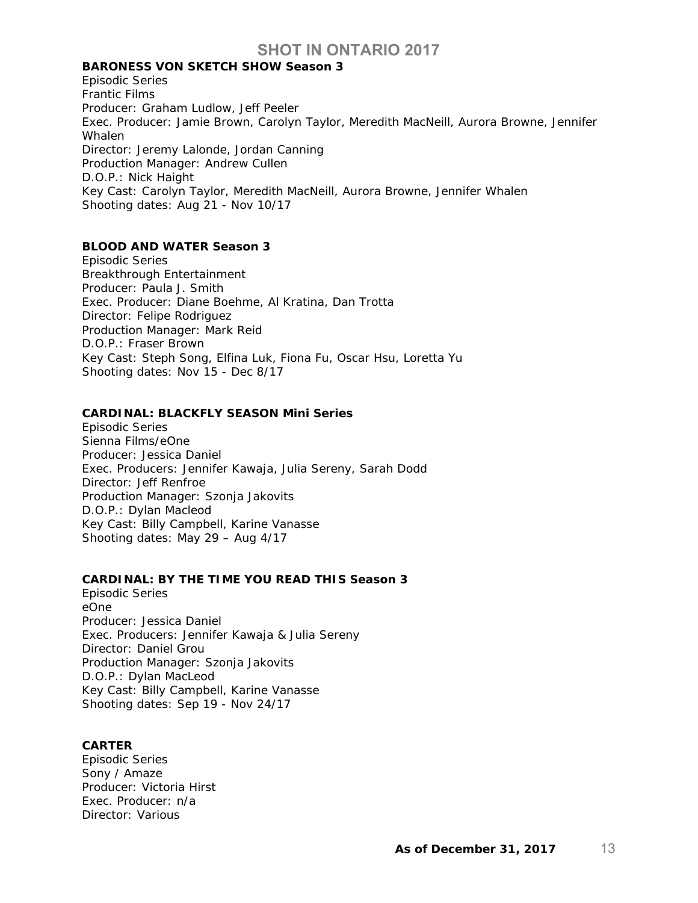**BARONESS VON SKETCH SHOW Season 3**
Episodic Series
Frantic Films
Producer: Graham Ludlow, Jeff Peeler
Exec. Producer: Jamie Brown, Carolyn Taylor, Meredith MacNeill, Aurora Browne, Jennifer Whalen
Director: Jeremy Lalonde, Jordan Canning
Production Manager: Andrew Cullen
D.O.P.: Nick Haight
Key Cast: Carolyn Taylor, Meredith MacNeill, Aurora Browne, Jennifer Whalen
Shooting dates: Aug 21 - Nov 10/17

**BLOOD AND WATER Season 3**
Episodic Series
Breakthrough Entertainment
Producer: Paula J. Smith
Exec. Producer: Diane Boehme, Al Kratina, Dan Trotta
Director: Felipe Rodriguez
Production Manager: Mark Reid
D.O.P.: Fraser Brown
Key Cast: Steph Song, Elfina Luk, Fiona Fu, Oscar Hsu, Loretta Yu
Shooting dates: Nov 15 - Dec 8/17

**CARDINAL: BLACKFLY SEASON Mini Series**
Episodic Series
Sienna Films/eOne
Producer: Jessica Daniel
Exec. Producers: Jennifer Kawaja, Julia Sereny, Sarah Dodd
Director: Jeff Renfroe
Production Manager: Szonja Jakovits
D.O.P.: Dylan Macleod
Key Cast: Billy Campbell, Karine Vanasse
Shooting dates: May 29 – Aug 4/17

**CARDINAL: BY THE TIME YOU READ THIS Season 3**
Episodic Series
eOne
Producer: Jessica Daniel
Exec. Producers: Jennifer Kawaja & Julia Sereny
Director: Daniel Grou
Production Manager: Szonja Jakovits
D.O.P.: Dylan MacLeod
Key Cast: Billy Campbell, Karine Vanasse
Shooting dates: Sep 19 - Nov 24/17

**CARTER**
Episodic Series
Sony / Amaze
Producer: Victoria Hirst
Exec. Producer: n/a
Director: Various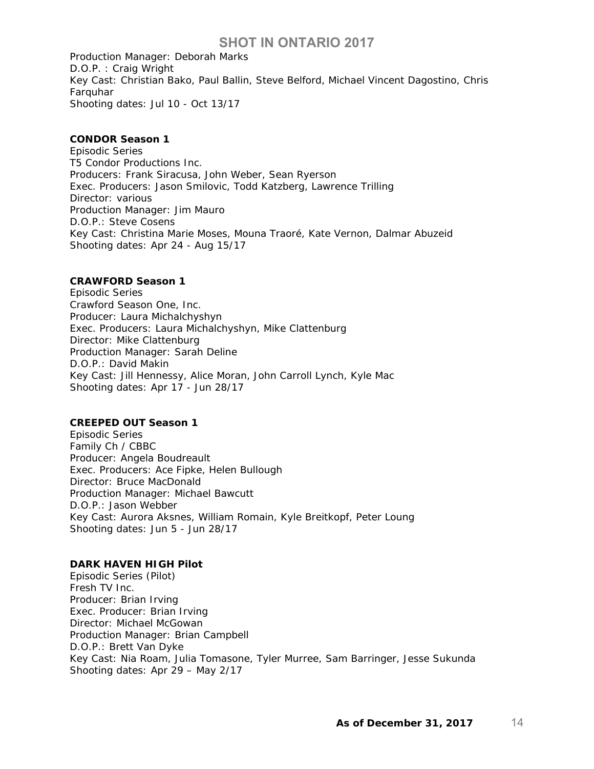Production Manager: Deborah Marks
D.O.P. : Craig Wright
Key Cast: Christian Bako, Paul Ballin, Steve Belford, Michael Vincent Dagostino, Chris Farquhar
Shooting dates: Jul 10 - Oct 13/17

**CONDOR Season 1**
Episodic Series
T5 Condor Productions Inc.
Producers: Frank Siracusa, John Weber, Sean Ryerson
Exec. Producers: Jason Smilovic, Todd Katzberg, Lawrence Trilling
Director: various
Production Manager: Jim Mauro
D.O.P.: Steve Cosens
Key Cast: Christina Marie Moses, Mouna Traoré, Kate Vernon, Dalmar Abuzeid
Shooting dates: Apr 24 - Aug 15/17

**CRAWFORD Season 1**
Episodic Series
Crawford Season One, Inc.
Producer: Laura Michalchyshyn
Exec. Producers: Laura Michalchyshyn, Mike Clattenburg
Director: Mike Clattenburg
Production Manager: Sarah Deline
D.O.P.: David Makin
Key Cast: Jill Hennessy, Alice Moran, John Carroll Lynch, Kyle Mac
Shooting dates: Apr 17 - Jun 28/17

**CREEPED OUT Season 1**
Episodic Series
Family Ch / CBBC
Producer: Angela Boudreault
Exec. Producers: Ace Fipke, Helen Bullough
Director: Bruce MacDonald
Production Manager: Michael Bawcutt
D.O.P.: Jason Webber
Key Cast: Aurora Aksnes, William Romain, Kyle Breitkopf, Peter Loung
Shooting dates: Jun 5 - Jun 28/17

**DARK HAVEN HIGH Pilot**
Episodic Series (Pilot)
Fresh TV Inc.
Producer: Brian Irving
Exec. Producer: Brian Irving
Director: Michael McGowan
Production Manager: Brian Campbell
D.O.P.: Brett Van Dyke
Key Cast: Nia Roam, Julia Tomasone, Tyler Murree, Sam Barringer, Jesse Sukunda
Shooting dates: Apr 29 – May 2/17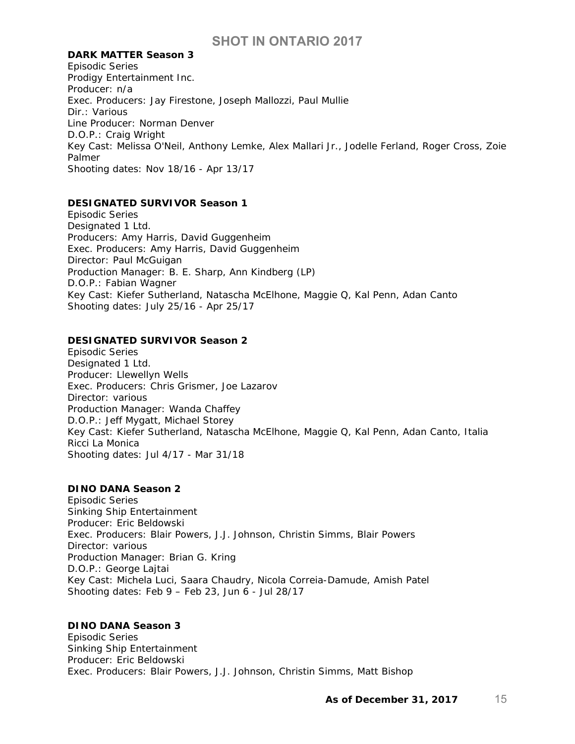**DARK MATTER Season 3**
Episodic Series
Prodigy Entertainment Inc.
Producer: n/a
Exec. Producers: Jay Firestone, Joseph Mallozzi, Paul Mullie
Dir.: Various
Line Producer: Norman Denver
D.O.P.: Craig Wright
Key Cast: Melissa O'Neil, Anthony Lemke, Alex Mallari Jr., Jodelle Ferland, Roger Cross, Zoie Palmer
Shooting dates: Nov 18/16 - Apr 13/17

**DESIGNATED SURVIVOR Season 1**
Episodic Series
Designated 1 Ltd.
Producers: Amy Harris, David Guggenheim
Exec. Producers: Amy Harris, David Guggenheim
Director: Paul McGuigan
Production Manager: B. E. Sharp, Ann Kindberg (LP)
D.O.P.: Fabian Wagner
Key Cast: Kiefer Sutherland, Natascha McElhone, Maggie Q, Kal Penn, Adan Canto
Shooting dates: July 25/16 - Apr 25/17

**DESIGNATED SURVIVOR Season 2**
Episodic Series
Designated 1 Ltd.
Producer: Llewellyn Wells
Exec. Producers: Chris Grismer, Joe Lazarov
Director: various
Production Manager: Wanda Chaffey
D.O.P.: Jeff Mygatt, Michael Storey
Key Cast: Kiefer Sutherland, Natascha McElhone, Maggie Q, Kal Penn, Adan Canto, Italia Ricci La Monica
Shooting dates: Jul 4/17 - Mar 31/18

**DINO DANA Season 2**
Episodic Series
Sinking Ship Entertainment
Producer: Eric Beldowski
Exec. Producers: Blair Powers, J.J. Johnson, Christin Simms, Blair Powers
Director: various
Production Manager: Brian G. Kring
D.O.P.: George Lajtai
Key Cast: Michela Luci, Saara Chaudry, Nicola Correia-Damude, Amish Patel
Shooting dates: Feb 9 – Feb 23, Jun 6 - Jul 28/17

**DINO DANA Season 3**
Episodic Series
Sinking Ship Entertainment
Producer: Eric Beldowski
Exec. Producers: Blair Powers, J.J. Johnson, Christin Simms, Matt Bishop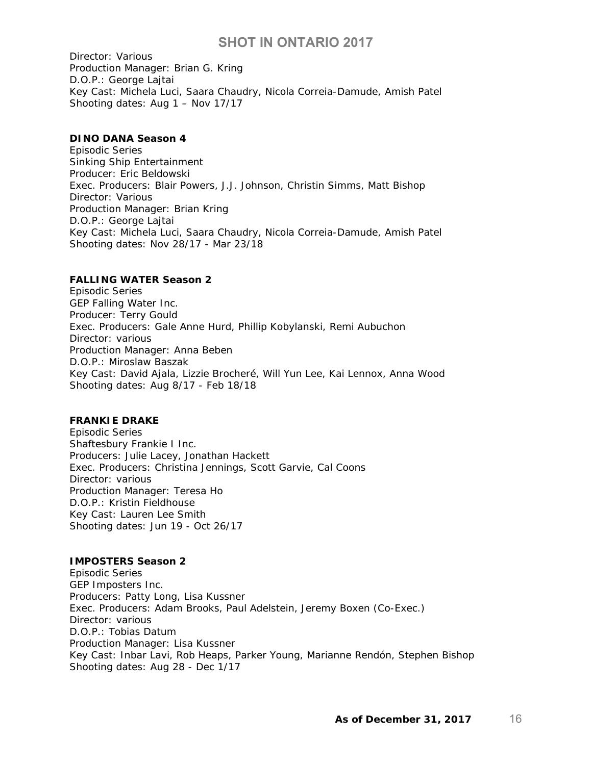Director: Various
Production Manager: Brian G. Kring
D.O.P.: George Lajtai
Key Cast: Michela Luci, Saara Chaudry, Nicola Correia-Damude, Amish Patel
Shooting dates: Aug 1 – Nov 17/17

**DINO DANA Season 4**
Episodic Series
Sinking Ship Entertainment
Producer: Eric Beldowski
Exec. Producers: Blair Powers, J.J. Johnson, Christin Simms, Matt Bishop
Director: Various
Production Manager: Brian Kring
D.O.P.: George Lajtai
Key Cast: Michela Luci, Saara Chaudry, Nicola Correia-Damude, Amish Patel
Shooting dates: Nov 28/17 - Mar 23/18

**FALLING WATER Season 2**
Episodic Series
GEP Falling Water Inc.
Producer: Terry Gould
Exec. Producers: Gale Anne Hurd, Phillip Kobylanski, Remi Aubuchon
Director: various
Production Manager: Anna Beben
D.O.P.: Miroslaw Baszak
Key Cast: David Ajala, Lizzie Brocheré, Will Yun Lee, Kai Lennox, Anna Wood
Shooting dates: Aug 8/17 - Feb 18/18

**FRANKIE DRAKE**
Episodic Series
Shaftesbury Frankie I Inc.
Producers: Julie Lacey, Jonathan Hackett
Exec. Producers: Christina Jennings, Scott Garvie, Cal Coons
Director: various
Production Manager: Teresa Ho
D.O.P.: Kristin Fieldhouse
Key Cast: Lauren Lee Smith
Shooting dates: Jun 19 - Oct 26/17

**IMPOSTERS Season 2**
Episodic Series
GEP Imposters Inc.
Producers: Patty Long, Lisa Kussner
Exec. Producers: Adam Brooks, Paul Adelstein, Jeremy Boxen (Co-Exec.)
Director: various
D.O.P.: Tobias Datum
Production Manager: Lisa Kussner
Key Cast: Inbar Lavi, Rob Heaps, Parker Young, Marianne Rendón, Stephen Bishop
Shooting dates: Aug 28 - Dec 1/17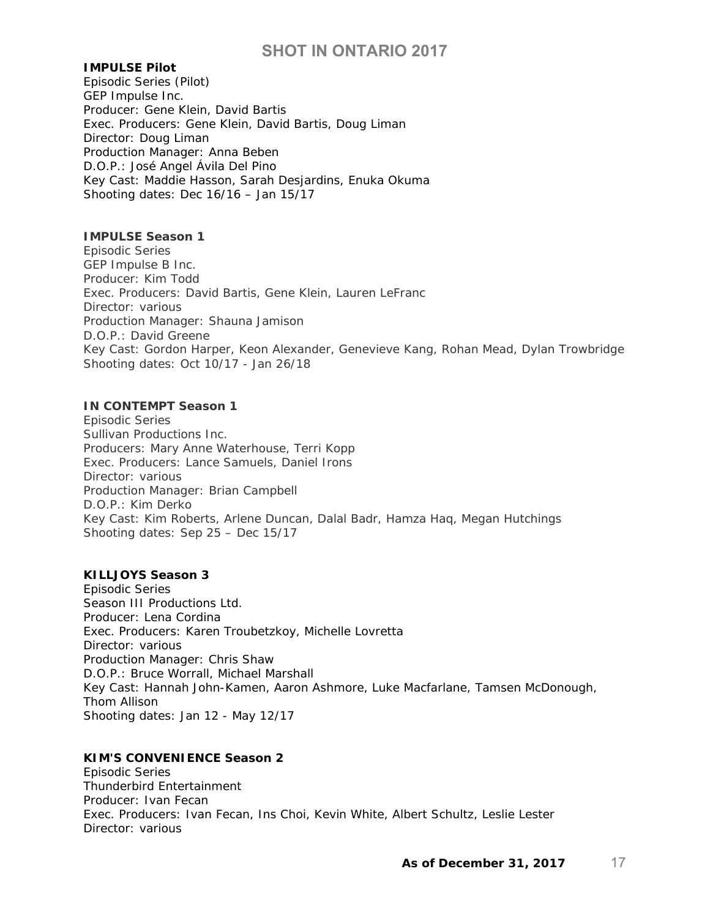**IMPULSE Pilot**
Episodic Series (Pilot)
GEP Impulse Inc.
Producer: Gene Klein, David Bartis
Exec. Producers: Gene Klein, David Bartis, Doug Liman
Director: Doug Liman
Production Manager: Anna Beben
D.O.P.: José Angel Ávila Del Pino
Key Cast: Maddie Hasson, Sarah Desjardins, Enuka Okuma
Shooting dates: Dec 16/16 – Jan 15/17

**IMPULSE Season 1**
Episodic Series
GEP Impulse B Inc.
Producer: Kim Todd
Exec. Producers: David Bartis, Gene Klein, Lauren LeFranc
Director: various
Production Manager: Shauna Jamison
D.O.P.: David Greene
Key Cast: Gordon Harper, Keon Alexander, Genevieve Kang, Rohan Mead, Dylan Trowbridge
Shooting dates: Oct 10/17 - Jan 26/18

**IN CONTEMPT Season 1**
Episodic Series
Sullivan Productions Inc.
Producers: Mary Anne Waterhouse, Terri Kopp
Exec. Producers: Lance Samuels, Daniel Irons
Director: various
Production Manager: Brian Campbell
D.O.P.: Kim Derko
Key Cast: Kim Roberts, Arlene Duncan, Dalal Badr, Hamza Haq, Megan Hutchings
Shooting dates: Sep 25 – Dec 15/17

**KILLJOYS Season 3**
Episodic Series
Season III Productions Ltd.
Producer: Lena Cordina
Exec. Producers: Karen Troubetzkoy, Michelle Lovretta
Director: various
Production Manager: Chris Shaw
D.O.P.: Bruce Worrall, Michael Marshall
Key Cast: Hannah John-Kamen, Aaron Ashmore, Luke Macfarlane, Tamsen McDonough, Thom Allison
Shooting dates: Jan 12 - May 12/17

**KIM'S CONVENIENCE Season 2**
Episodic Series
Thunderbird Entertainment
Producer: Ivan Fecan
Exec. Producers: Ivan Fecan, Ins Choi, Kevin White, Albert Schultz, Leslie Lester
Director: various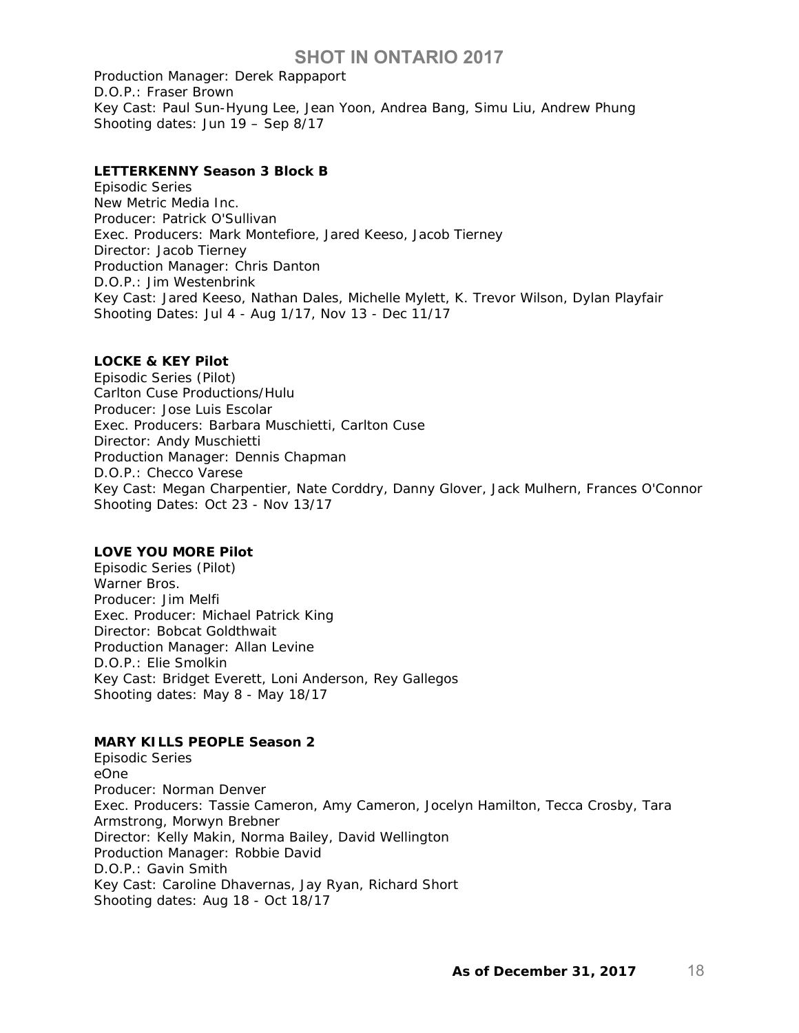Production Manager: Derek Rappaport
D.O.P.: Fraser Brown
Key Cast: Paul Sun-Hyung Lee, Jean Yoon, Andrea Bang, Simu Liu, Andrew Phung
Shooting dates: Jun 19 – Sep 8/17

**LETTERKENNY Season 3 Block B**
Episodic Series
New Metric Media Inc.
Producer: Patrick O'Sullivan
Exec. Producers: Mark Montefiore, Jared Keeso, Jacob Tierney
Director: Jacob Tierney
Production Manager: Chris Danton
D.O.P.: Jim Westenbrink
Key Cast: Jared Keeso, Nathan Dales, Michelle Mylett, K. Trevor Wilson, Dylan Playfair
Shooting Dates: Jul 4 - Aug 1/17, Nov 13 - Dec 11/17

**LOCKE & KEY Pilot**
Episodic Series (Pilot)
Carlton Cuse Productions/Hulu
Producer: Jose Luis Escolar
Exec. Producers: Barbara Muschietti, Carlton Cuse
Director: Andy Muschietti
Production Manager: Dennis Chapman
D.O.P.: Checco Varese
Key Cast: Megan Charpentier, Nate Corddry, Danny Glover, Jack Mulhern, Frances O'Connor
Shooting Dates: Oct 23 - Nov 13/17

**LOVE YOU MORE Pilot**
Episodic Series (Pilot)
Warner Bros.
Producer: Jim Melfi
Exec. Producer: Michael Patrick King
Director: Bobcat Goldthwait
Production Manager: Allan Levine
D.O.P.: Elie Smolkin
Key Cast: Bridget Everett, Loni Anderson, Rey Gallegos
Shooting dates: May 8 - May 18/17

**MARY KILLS PEOPLE Season 2**
Episodic Series
eOne
Producer: Norman Denver
Exec. Producers: Tassie Cameron, Amy Cameron, Jocelyn Hamilton, Tecca Crosby, Tara Armstrong, Morwyn Brebner
Director: Kelly Makin, Norma Bailey, David Wellington
Production Manager: Robbie David
D.O.P.: Gavin Smith
Key Cast: Caroline Dhavernas, Jay Ryan, Richard Short
Shooting dates: Aug 18 - Oct 18/17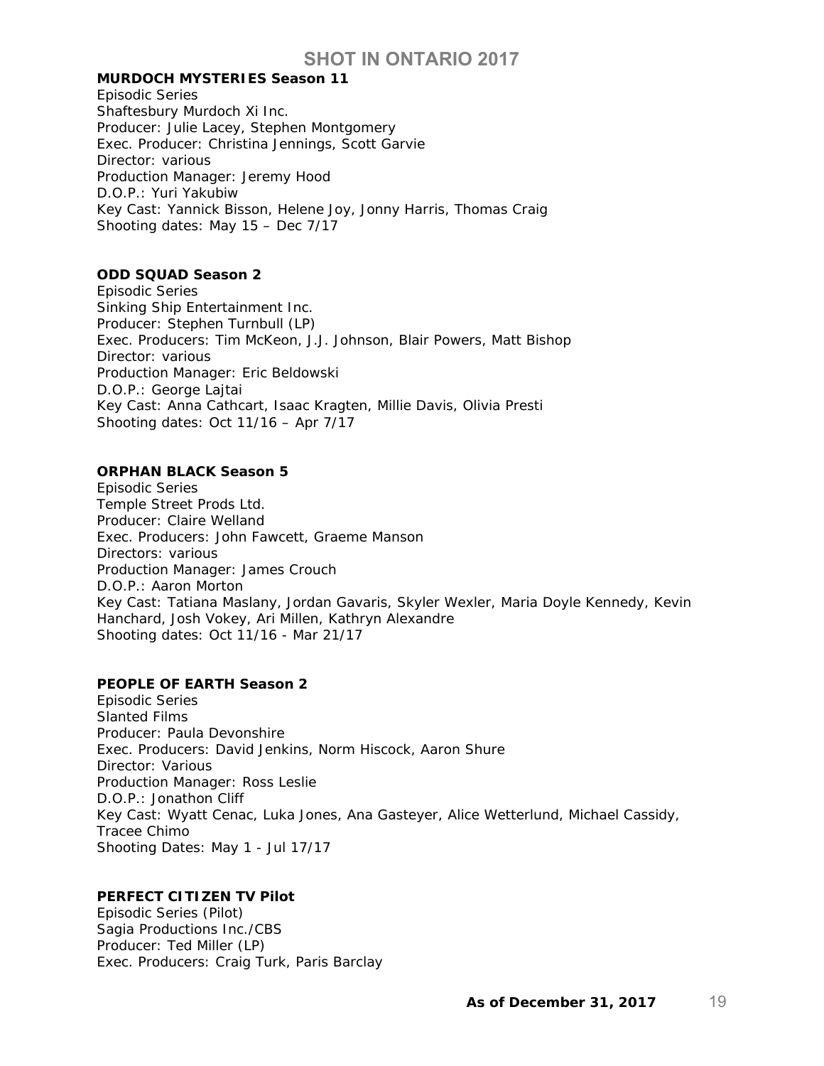**MURDOCH MYSTERIES Season 11**
Episodic Series
Shaftesbury Murdoch Xi Inc.
Producer: Julie Lacey, Stephen Montgomery
Exec. Producer: Christina Jennings, Scott Garvie
Director: various
Production Manager: Jeremy Hood
D.O.P.: Yuri Yakubiw
Key Cast: Yannick Bisson, Helene Joy, Jonny Harris, Thomas Craig
Shooting dates: May 15 – Dec 7/17

**ODD SQUAD Season 2**
Episodic Series
Sinking Ship Entertainment Inc.
Producer: Stephen Turnbull (LP)
Exec. Producers: Tim McKeon, J.J. Johnson, Blair Powers, Matt Bishop
Director: various
Production Manager: Eric Beldowski
D.O.P.: George Lajtai
Key Cast: Anna Cathcart, Isaac Kragten, Millie Davis, Olivia Presti
Shooting dates: Oct 11/16 – Apr 7/17

**ORPHAN BLACK Season 5**
Episodic Series
Temple Street Prods Ltd.
Producer: Claire Welland
Exec. Producers: John Fawcett, Graeme Manson
Directors: various
Production Manager: James Crouch
D.O.P.: Aaron Morton
Key Cast: Tatiana Maslany, Jordan Gavaris, Skyler Wexler, Maria Doyle Kennedy, Kevin Hanchard, Josh Vokey, Ari Millen, Kathryn Alexandre
Shooting dates: Oct 11/16 - Mar 21/17

**PEOPLE OF EARTH Season 2**
Episodic Series
Slanted Films
Producer: Paula Devonshire
Exec. Producers: David Jenkins, Norm Hiscock, Aaron Shure
Director: Various
Production Manager: Ross Leslie
D.O.P.: Jonathon Cliff
Key Cast: Wyatt Cenac, Luka Jones, Ana Gasteyer, Alice Wetterlund, Michael Cassidy, Tracee Chimo
Shooting Dates: May 1 - Jul 17/17

**PERFECT CITIZEN TV Pilot**
Episodic Series (Pilot)
Sagia Productions Inc./CBS
Producer: Ted Miller (LP)
Exec. Producers: Craig Turk, Paris Barclay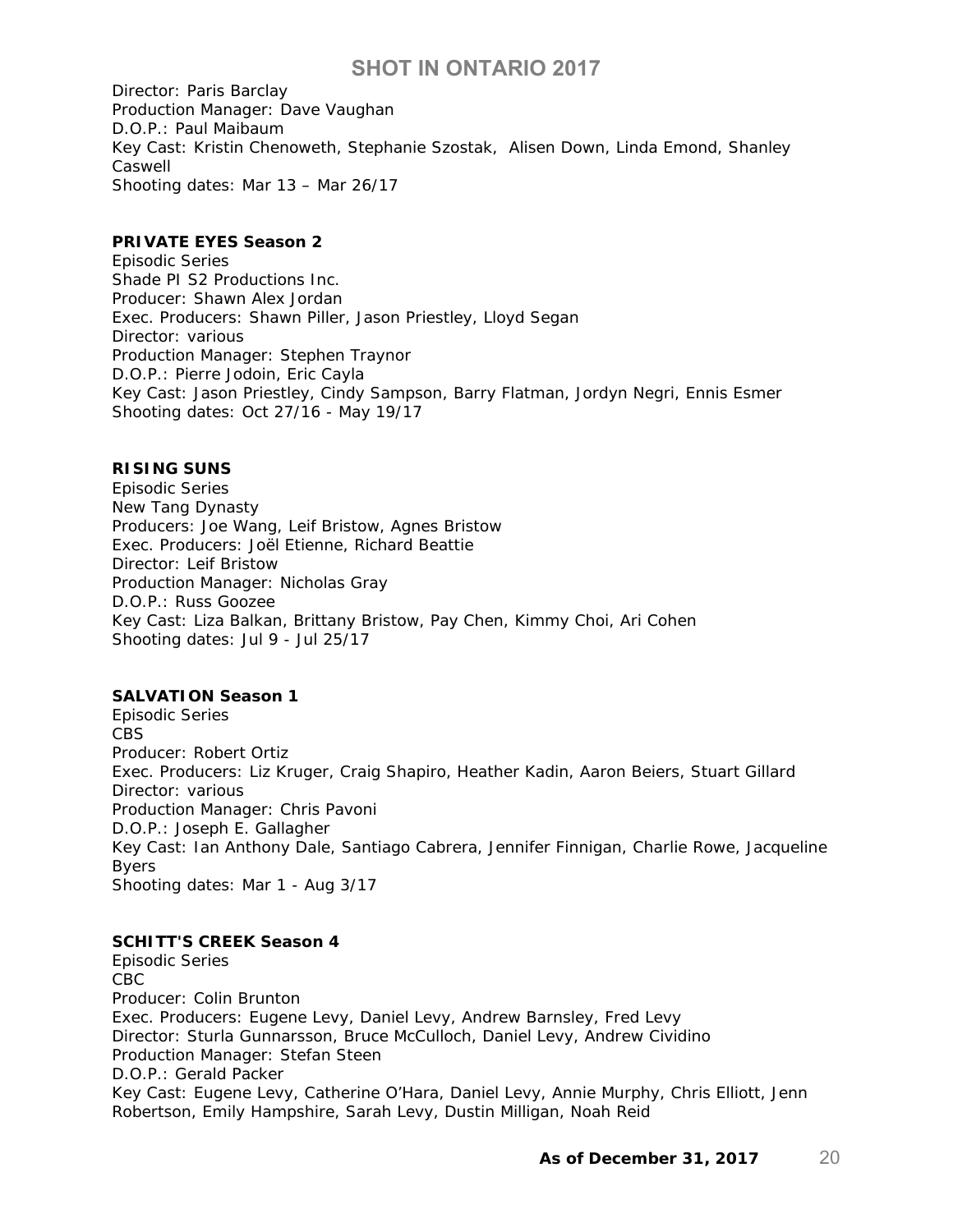Director: Paris Barclay
Production Manager: Dave Vaughan
D.O.P.: Paul Maibaum
Key Cast: Kristin Chenoweth, Stephanie Szostak, Alisen Down, Linda Emond, Shanley Caswell
Shooting dates: Mar 13 – Mar 26/17

**PRIVATE EYES Season 2**
Episodic Series
Shade PI S2 Productions Inc.
Producer: Shawn Alex Jordan
Exec. Producers: Shawn Piller, Jason Priestley, Lloyd Segan
Director: various
Production Manager: Stephen Traynor
D.O.P.: Pierre Jodoin, Eric Cayla
Key Cast: Jason Priestley, Cindy Sampson, Barry Flatman, Jordyn Negri, Ennis Esmer
Shooting dates: Oct 27/16 - May 19/17

**RISING SUNS**
Episodic Series
New Tang Dynasty
Producers: Joe Wang, Leif Bristow, Agnes Bristow
Exec. Producers: Joël Etienne, Richard Beattie
Director: Leif Bristow
Production Manager: Nicholas Gray
D.O.P.: Russ Goozee
Key Cast: Liza Balkan, Brittany Bristow, Pay Chen, Kimmy Choi, Ari Cohen
Shooting dates: Jul 9 - Jul 25/17

**SALVATION Season 1**
Episodic Series
CBS
Producer: Robert Ortiz
Exec. Producers: Liz Kruger, Craig Shapiro, Heather Kadin, Aaron Beiers, Stuart Gillard
Director: various
Production Manager: Chris Pavoni
D.O.P.: Joseph E. Gallagher
Key Cast: Ian Anthony Dale, Santiago Cabrera, Jennifer Finnigan, Charlie Rowe, Jacqueline Byers
Shooting dates: Mar 1 - Aug 3/17

**SCHITT'S CREEK Season 4**
Episodic Series
CBC
Producer: Colin Brunton
Exec. Producers: Eugene Levy, Daniel Levy, Andrew Barnsley, Fred Levy
Director: Sturla Gunnarsson, Bruce McCulloch, Daniel Levy, Andrew Cividino
Production Manager: Stefan Steen
D.O.P.: Gerald Packer
Key Cast: Eugene Levy, Catherine O'Hara, Daniel Levy, Annie Murphy, Chris Elliott, Jenn Robertson, Emily Hampshire, Sarah Levy, Dustin Milligan, Noah Reid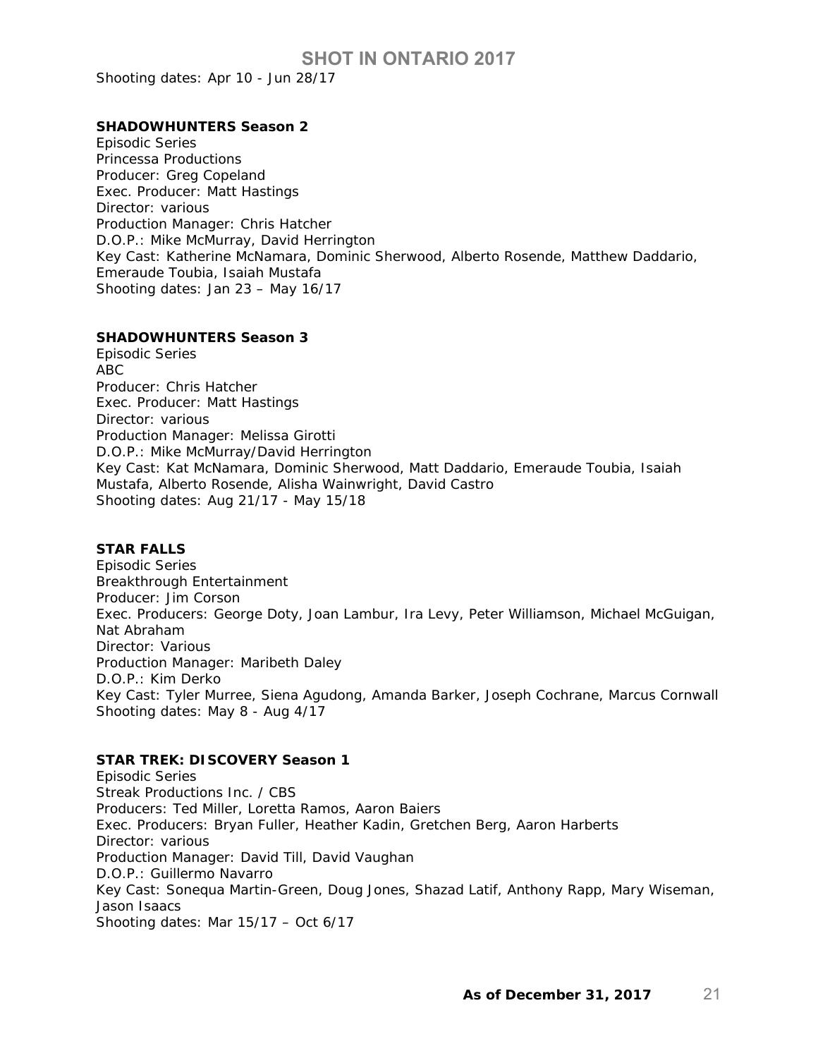Shooting dates: Apr 10 - Jun 28/17

**SHADOWHUNTERS Season 2**
Episodic Series
Princessa Productions
Producer: Greg Copeland
Exec. Producer: Matt Hastings
Director: various
Production Manager: Chris Hatcher
D.O.P.: Mike McMurray, David Herrington
Key Cast: Katherine McNamara, Dominic Sherwood, Alberto Rosende, Matthew Daddario, Emeraude Toubia, Isaiah Mustafa
Shooting dates: Jan 23 – May 16/17

**SHADOWHUNTERS Season 3**
Episodic Series
ABC
Producer: Chris Hatcher
Exec. Producer: Matt Hastings
Director: various
Production Manager: Melissa Girotti
D.O.P.: Mike McMurray/David Herrington
Key Cast: Kat McNamara, Dominic Sherwood, Matt Daddario, Emeraude Toubia, Isaiah Mustafa, Alberto Rosende, Alisha Wainwright, David Castro
Shooting dates: Aug 21/17 - May 15/18

**STAR FALLS**
Episodic Series
Breakthrough Entertainment
Producer: Jim Corson
Exec. Producers: George Doty, Joan Lambur, Ira Levy, Peter Williamson, Michael McGuigan, Nat Abraham
Director: Various
Production Manager: Maribeth Daley
D.O.P.: Kim Derko
Key Cast: Tyler Murree, Siena Agudong, Amanda Barker, Joseph Cochrane, Marcus Cornwall
Shooting dates: May 8 - Aug 4/17

**STAR TREK: DISCOVERY Season 1**
Episodic Series
Streak Productions Inc. / CBS
Producers: Ted Miller, Loretta Ramos, Aaron Baiers
Exec. Producers: Bryan Fuller, Heather Kadin, Gretchen Berg, Aaron Harberts
Director: various
Production Manager: David Till, David Vaughan
D.O.P.: Guillermo Navarro
Key Cast: Sonequa Martin-Green, Doug Jones, Shazad Latif, Anthony Rapp, Mary Wiseman, Jason Isaacs
Shooting dates: Mar 15/17 – Oct 6/17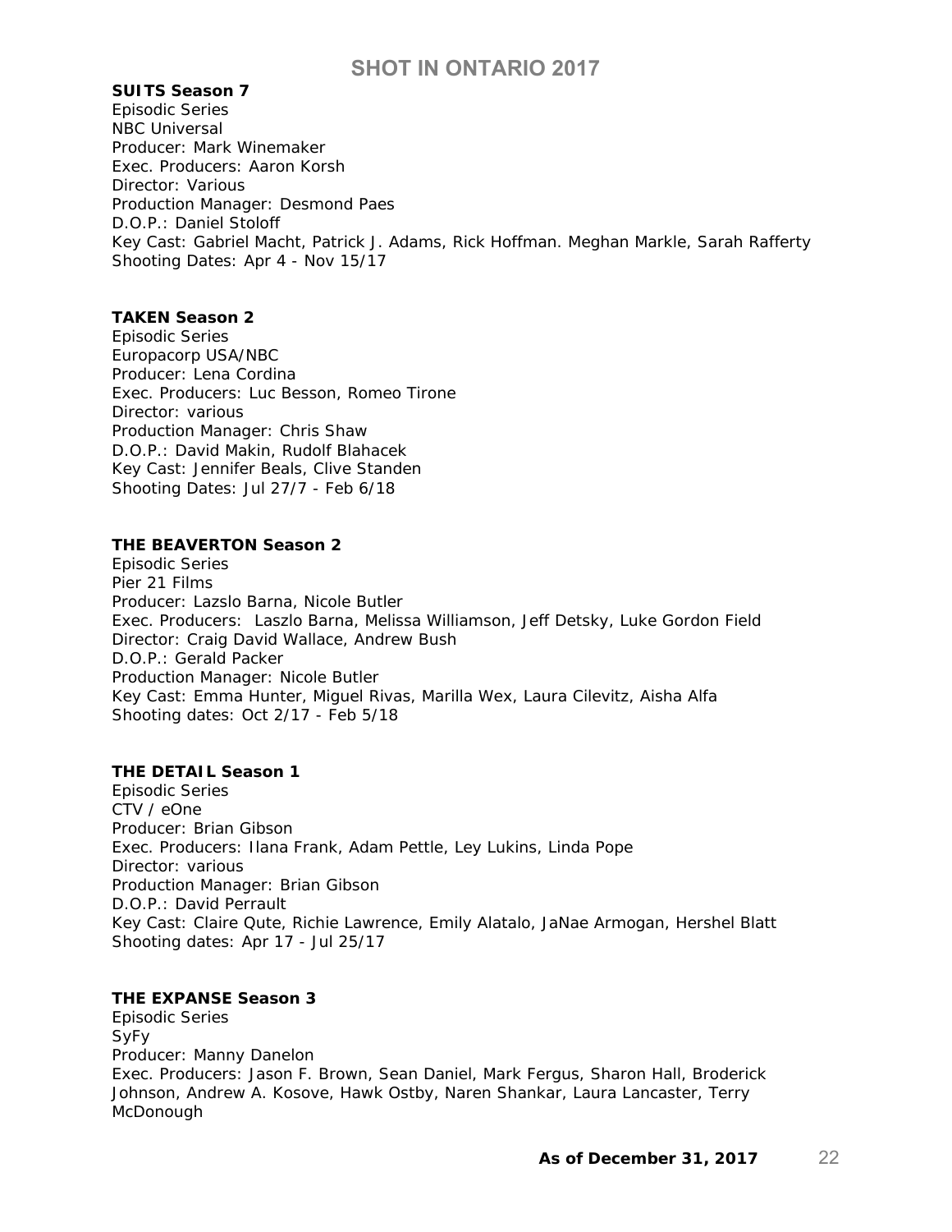**SUITS Season 7**
Episodic Series
NBC Universal
Producer: Mark Winemaker
Exec. Producers: Aaron Korsh
Director: Various
Production Manager: Desmond Paes
D.O.P.: Daniel Stoloff
Key Cast: Gabriel Macht, Patrick J. Adams, Rick Hoffman. Meghan Markle, Sarah Rafferty
Shooting Dates: Apr 4 - Nov 15/17

**TAKEN Season 2**
Episodic Series
Europacorp USA/NBC
Producer: Lena Cordina
Exec. Producers: Luc Besson, Romeo Tirone
Director: various
Production Manager: Chris Shaw
D.O.P.: David Makin, Rudolf Blahacek
Key Cast: Jennifer Beals, Clive Standen
Shooting Dates: Jul 27/7 - Feb 6/18

**THE BEAVERTON Season 2**
Episodic Series
Pier 21 Films
Producer: Lazslo Barna, Nicole Butler
Exec. Producers: Laszlo Barna, Melissa Williamson, Jeff Detsky, Luke Gordon Field
Director: Craig David Wallace, Andrew Bush
D.O.P.: Gerald Packer
Production Manager: Nicole Butler
Key Cast: Emma Hunter, Miguel Rivas, Marilla Wex, Laura Cilevitz, Aisha Alfa
Shooting dates: Oct 2/17 - Feb 5/18

**THE DETAIL Season 1**
Episodic Series
CTV / eOne
Producer: Brian Gibson
Exec. Producers: Ilana Frank, Adam Pettle, Ley Lukins, Linda Pope
Director: various
Production Manager: Brian Gibson
D.O.P.: David Perrault
Key Cast: Claire Qute, Richie Lawrence, Emily Alatalo, JaNae Armogan, Hershel Blatt
Shooting dates: Apr 17 - Jul 25/17

**THE EXPANSE Season 3**
Episodic Series
SyFy
Producer: Manny Danelon
Exec. Producers: Jason F. Brown, Sean Daniel, Mark Fergus, Sharon Hall, Broderick Johnson, Andrew A. Kosove, Hawk Ostby, Naren Shankar, Laura Lancaster, Terry McDonough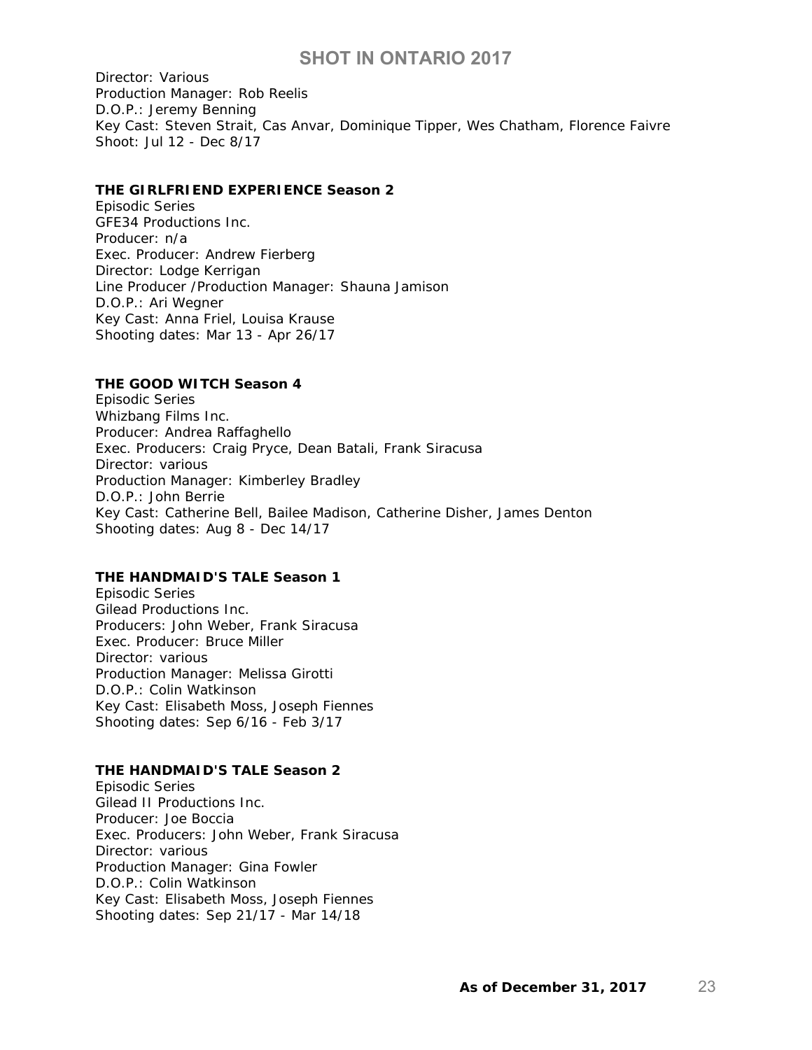Director: Various
Production Manager: Rob Reelis
D.O.P.: Jeremy Benning
Key Cast: Steven Strait, Cas Anvar, Dominique Tipper, Wes Chatham, Florence Faivre
Shoot: Jul 12 - Dec 8/17

**THE GIRLFRIEND EXPERIENCE Season 2**
Episodic Series
GFE34 Productions Inc.
Producer: n/a
Exec. Producer: Andrew Fierberg
Director: Lodge Kerrigan
Line Producer /Production Manager: Shauna Jamison
D.O.P.: Ari Wegner
Key Cast: Anna Friel, Louisa Krause
Shooting dates: Mar 13 - Apr 26/17

**THE GOOD WITCH Season 4**
Episodic Series
Whizbang Films Inc.
Producer: Andrea Raffaghello
Exec. Producers: Craig Pryce, Dean Batali, Frank Siracusa
Director: various
Production Manager: Kimberley Bradley
D.O.P.: John Berrie
Key Cast: Catherine Bell, Bailee Madison, Catherine Disher, James Denton
Shooting dates: Aug 8 - Dec 14/17

**THE HANDMAID'S TALE Season 1**
Episodic Series
Gilead Productions Inc.
Producers: John Weber, Frank Siracusa
Exec. Producer: Bruce Miller
Director: various
Production Manager: Melissa Girotti
D.O.P.: Colin Watkinson
Key Cast: Elisabeth Moss, Joseph Fiennes
Shooting dates: Sep 6/16 - Feb 3/17

**THE HANDMAID'S TALE Season 2**
Episodic Series
Gilead II Productions Inc.
Producer: Joe Boccia
Exec. Producers: John Weber, Frank Siracusa
Director: various
Production Manager: Gina Fowler
D.O.P.: Colin Watkinson
Key Cast: Elisabeth Moss, Joseph Fiennes
Shooting dates: Sep 21/17 - Mar 14/18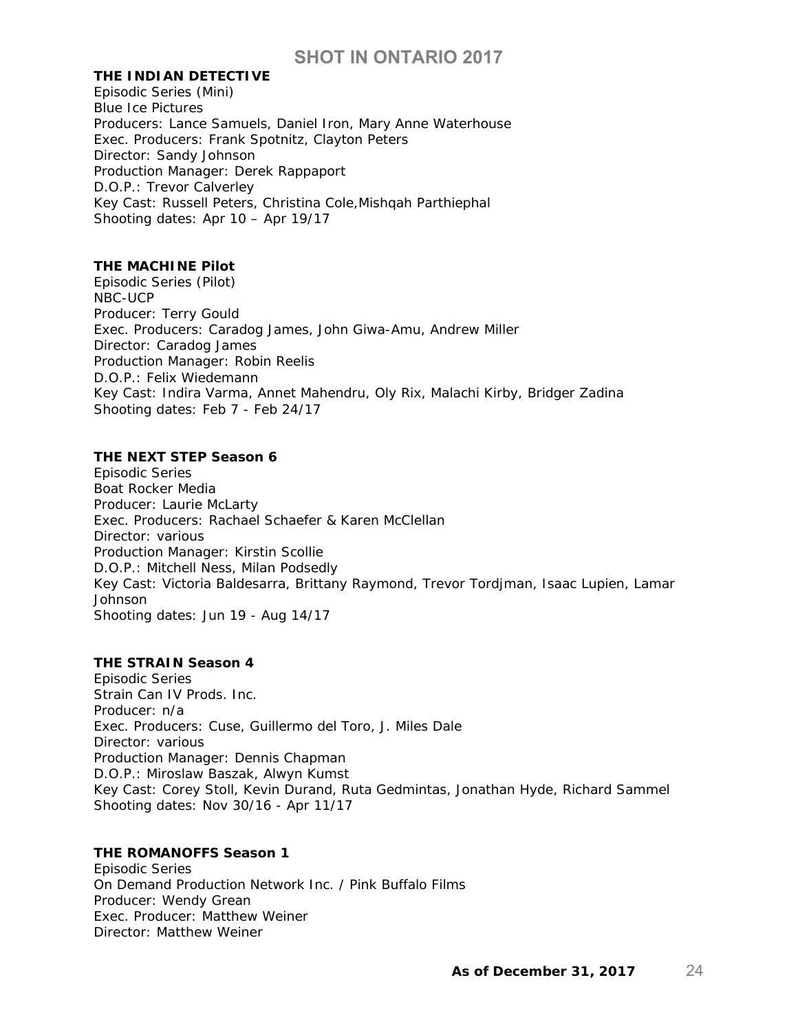**THE INDIAN DETECTIVE**
Episodic Series (Mini)
Blue Ice Pictures
Producers: Lance Samuels, Daniel Iron, Mary Anne Waterhouse
Exec. Producers: Frank Spotnitz, Clayton Peters
Director: Sandy Johnson
Production Manager: Derek Rappaport
D.O.P.: Trevor Calverley
Key Cast: Russell Peters, Christina Cole,Mishqah Parthiephal
Shooting dates: Apr 10 – Apr 19/17

**THE MACHINE Pilot**
Episodic Series (Pilot)
NBC-UCP
Producer: Terry Gould
Exec. Producers: Caradog James, John Giwa-Amu, Andrew Miller
Director: Caradog James
Production Manager: Robin Reelis
D.O.P.: Felix Wiedemann
Key Cast: Indira Varma, Annet Mahendru, Oly Rix, Malachi Kirby, Bridger Zadina
Shooting dates: Feb 7 - Feb 24/17

**THE NEXT STEP Season 6**
Episodic Series
Boat Rocker Media
Producer: Laurie McLarty
Exec. Producers: Rachael Schaefer & Karen McClellan
Director: various
Production Manager: Kirstin Scollie
D.O.P.: Mitchell Ness, Milan Podsedly
Key Cast: Victoria Baldesarra, Brittany Raymond, Trevor Tordjman, Isaac Lupien, Lamar Johnson
Shooting dates: Jun 19 - Aug 14/17

**THE STRAIN Season 4**
Episodic Series
Strain Can IV Prods. Inc.
Producer: n/a
Exec. Producers: Cuse, Guillermo del Toro, J. Miles Dale
Director: various
Production Manager: Dennis Chapman
D.O.P.: Miroslaw Baszak, Alwyn Kumst
Key Cast: Corey Stoll, Kevin Durand, Ruta Gedmintas, Jonathan Hyde, Richard Sammel
Shooting dates: Nov 30/16 - Apr 11/17

**THE ROMANOFFS Season 1**
Episodic Series
On Demand Production Network Inc. / Pink Buffalo Films
Producer: Wendy Grean
Exec. Producer: Matthew Weiner
Director: Matthew Weiner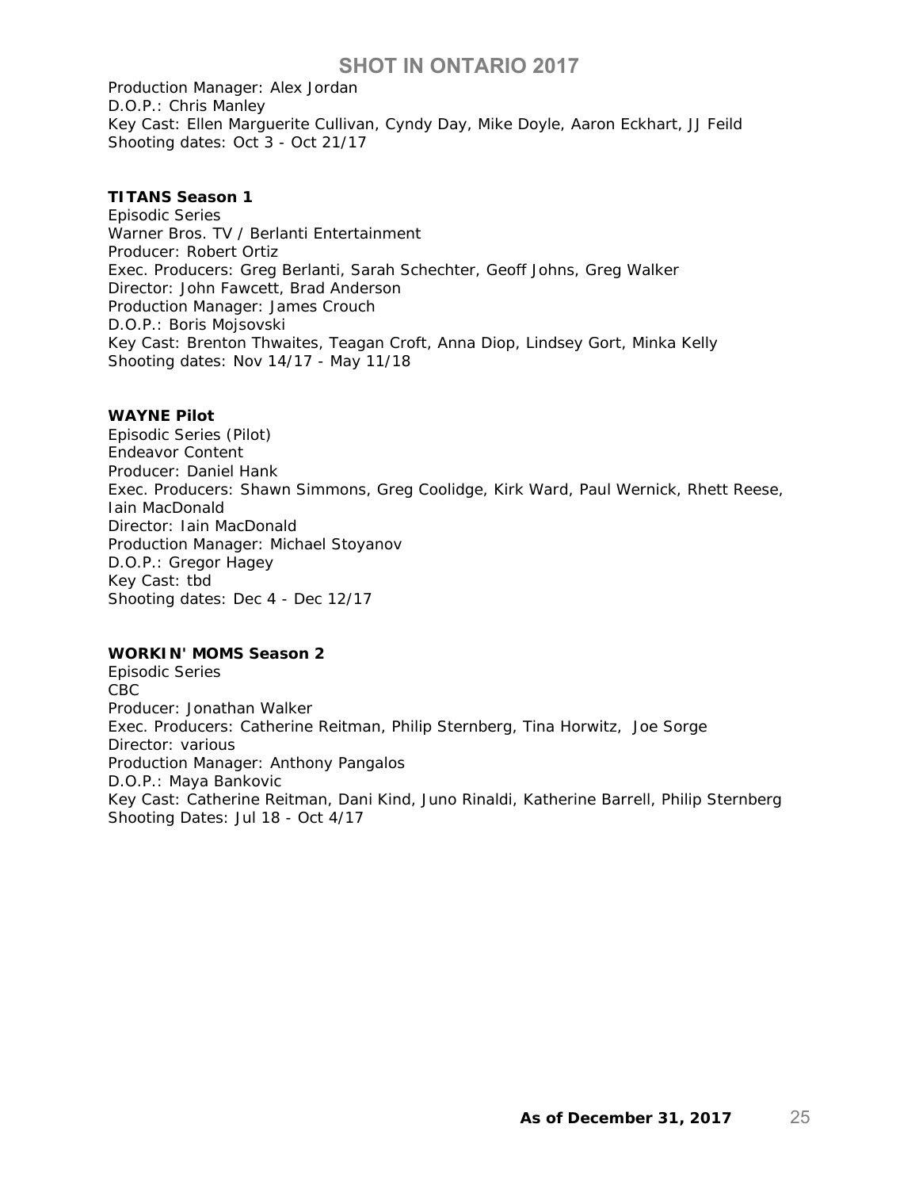Production Manager: Alex Jordan
D.O.P.: Chris Manley
Key Cast: Ellen Marguerite Cullivan, Cyndy Day, Mike Doyle, Aaron Eckhart, JJ Feild
Shooting dates: Oct 3 - Oct 21/17

**TITANS Season 1**
Episodic Series
Warner Bros. TV / Berlanti Entertainment
Producer: Robert Ortiz
Exec. Producers: Greg Berlanti, Sarah Schechter, Geoff Johns, Greg Walker
Director: John Fawcett, Brad Anderson
Production Manager: James Crouch
D.O.P.: Boris Mojsovski
Key Cast: Brenton Thwaites, Teagan Croft, Anna Diop, Lindsey Gort, Minka Kelly
Shooting dates: Nov 14/17 - May 11/18

**WAYNE Pilot**
Episodic Series (Pilot)
Endeavor Content
Producer: Daniel Hank
Exec. Producers: Shawn Simmons, Greg Coolidge, Kirk Ward, Paul Wernick, Rhett Reese, Iain MacDonald
Director: Iain MacDonald
Production Manager: Michael Stoyanov
D.O.P.: Gregor Hagey
Key Cast: tbd
Shooting dates: Dec 4 - Dec 12/17

**WORKIN' MOMS Season 2**
Episodic Series
CBC
Producer: Jonathan Walker
Exec. Producers: Catherine Reitman, Philip Sternberg, Tina Horwitz, Joe Sorge
Director: various
Production Manager: Anthony Pangalos
D.O.P.: Maya Bankovic
Key Cast: Catherine Reitman, Dani Kind, Juno Rinaldi, Katherine Barrell, Philip Sternberg
Shooting Dates: Jul 18 - Oct 4/17